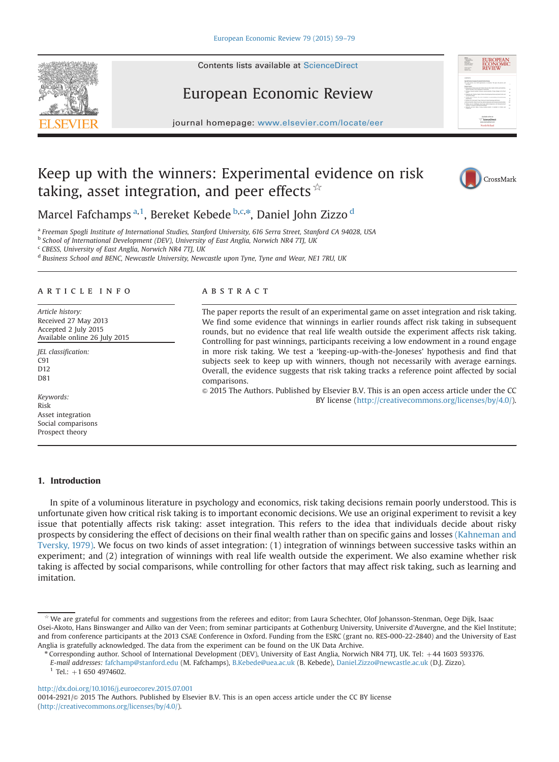# Keep up with the winners: Experimental evidence on risk taking, asset integration, and peer effects ☆

Marcel Fafchamps [a,1], Bereket Kebede [b,c,*], Daniel John Zizzo [d]

[a] Freeman Spogli Institute of International Studies, Stanford University, 616 Serra Street, Stanford CA 94028, USA

[b] School of International Development (DEV), University of East Anglia, Norwich NR4 7TJ, UK

[c] CBESS, University of East Anglia, Norwich NR4 7TJ, UK

[d] Business School and BENC, Newcastle University, Newcastle upon Tyne, Tyne and Wear, NE1 7RU, UK

## ARTICLE INFO

*Article history:*
Received 27 May 2013
Accepted 2 July 2015
Available online 26 July 2015

*JEL classification:*
C91
D12
D81

*Keywords:*
Risk
Asset integration
Social comparisons
Prospect theory

## ABSTRACT

The paper reports the result of an experimental game on asset integration and risk taking. We find some evidence that winnings in earlier rounds affect risk taking in subsequent rounds, but no evidence that real life wealth outside the experiment affects risk taking. Controlling for past winnings, participants receiving a low endowment in a round engage in more risk taking. We test a 'keeping-up-with-the-Joneses' hypothesis and find that subjects seek to keep up with winners, though not necessarily with average earnings. Overall, the evidence suggests that risk taking tracks a reference point affected by social comparisons.

© 2015 The Authors. Published by Elsevier B.V. This is an open access article under the CC BY license (http://creativecommons.org/licenses/by/4.0/).

## 1. Introduction

In spite of a voluminous literature in psychology and economics, risk taking decisions remain poorly understood. This is unfortunate given how critical risk taking is to important economic decisions. We use an original experiment to revisit a key issue that potentially affects risk taking: asset integration. This refers to the idea that individuals decide about risky prospects by considering the effect of decisions on their final wealth rather than on specific gains and losses (Kahneman and Tversky, 1979). We focus on two kinds of asset integration: (1) integration of winnings between successive tasks within an experiment; and (2) integration of winnings with real life wealth outside the experiment. We also examine whether risk taking is affected by social comparisons, while controlling for other factors that may affect risk taking, such as learning and imitation.

☆ We are grateful for comments and suggestions from the referees and editor; from Laura Schechter, Olof Johansson-Stenman, Oege Dijk, Isaac Osei-Akoto, Hans Binswanger and Ailko van der Veen; from seminar participants at Gothenburg University, Universite d'Auvergne, and the Kiel Institute; and from conference participants at the 2013 CSAE Conference in Oxford. Funding from the ESRC (grant no. RES-000-22-2840) and the University of East Anglia is gratefully acknowledged. The data from the experiment can be found on the UK Data Archive.

\* Corresponding author. School of International Development (DEV), University of East Anglia, Norwich NR4 7TJ, UK. Tel: +44 1603 593376.
*E-mail addresses:* fafchamp@stanford.edu (M. Fafchamps), B.Kebede@uea.ac.uk (B. Kebede), Daniel.Zizzo@newcastle.ac.uk (D.J. Zizzo).

[1] Tel.: +1 650 4974602.

http://dx.doi.org/10.1016/j.euroecorev.2015.07.001
0014-2921/© 2015 The Authors. Published by Elsevier B.V. This is an open access article under the CC BY license (http://creativecommons.org/licenses/by/4.0/).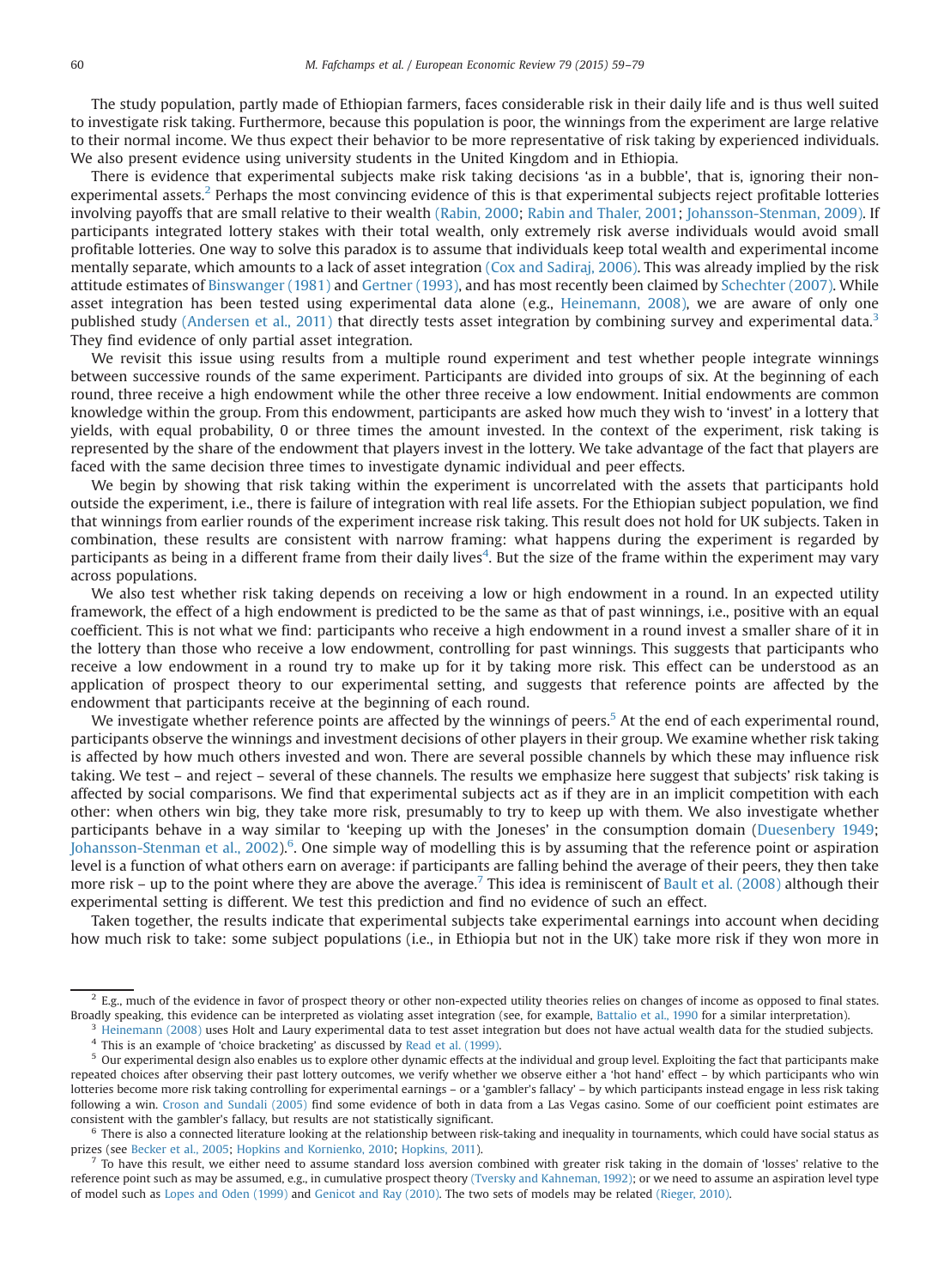The study population, partly made of Ethiopian farmers, faces considerable risk in their daily life and is thus well suited to investigate risk taking. Furthermore, because this population is poor, the winnings from the experiment are large relative to their normal income. We thus expect their behavior to be more representative of risk taking by experienced individuals. We also present evidence using university students in the United Kingdom and in Ethiopia.

There is evidence that experimental subjects make risk taking decisions 'as in a bubble', that is, ignoring their non-experimental assets.[2] Perhaps the most convincing evidence of this is that experimental subjects reject profitable lotteries involving payoffs that are small relative to their wealth (Rabin, 2000; Rabin and Thaler, 2001; Johansson-Stenman, 2009). If participants integrated lottery stakes with their total wealth, only extremely risk averse individuals would avoid small profitable lotteries. One way to solve this paradox is to assume that individuals keep total wealth and experimental income mentally separate, which amounts to a lack of asset integration (Cox and Sadiraj, 2006). This was already implied by the risk attitude estimates of Binswanger (1981) and Gertner (1993), and has most recently been claimed by Schechter (2007). While asset integration has been tested using experimental data alone (e.g., Heinemann, 2008), we are aware of only one published study (Andersen et al., 2011) that directly tests asset integration by combining survey and experimental data.[3] They find evidence of only partial asset integration.

We revisit this issue using results from a multiple round experiment and test whether people integrate winnings between successive rounds of the same experiment. Participants are divided into groups of six. At the beginning of each round, three receive a high endowment while the other three receive a low endowment. Initial endowments are common knowledge within the group. From this endowment, participants are asked how much they wish to 'invest' in a lottery that yields, with equal probability, 0 or three times the amount invested. In the context of the experiment, risk taking is represented by the share of the endowment that players invest in the lottery. We take advantage of the fact that players are faced with the same decision three times to investigate dynamic individual and peer effects.

We begin by showing that risk taking within the experiment is uncorrelated with the assets that participants hold outside the experiment, i.e., there is failure of integration with real life assets. For the Ethiopian subject population, we find that winnings from earlier rounds of the experiment increase risk taking. This result does not hold for UK subjects. Taken in combination, these results are consistent with narrow framing: what happens during the experiment is regarded by participants as being in a different frame from their daily lives[4]. But the size of the frame within the experiment may vary across populations.

We also test whether risk taking depends on receiving a low or high endowment in a round. In an expected utility framework, the effect of a high endowment is predicted to be the same as that of past winnings, i.e., positive with an equal coefficient. This is not what we find: participants who receive a high endowment in a round invest a smaller share of it in the lottery than those who receive a low endowment, controlling for past winnings. This suggests that participants who receive a low endowment in a round try to make up for it by taking more risk. This effect can be understood as an application of prospect theory to our experimental setting, and suggests that reference points are affected by the endowment that participants receive at the beginning of each round.

We investigate whether reference points are affected by the winnings of peers.[5] At the end of each experimental round, participants observe the winnings and investment decisions of other players in their group. We examine whether risk taking is affected by how much others invested and won. There are several possible channels by which these may influence risk taking. We test – and reject – several of these channels. The results we emphasize here suggest that subjects' risk taking is affected by social comparisons. We find that experimental subjects act as if they are in an implicit competition with each other: when others win big, they take more risk, presumably to try to keep up with them. We also investigate whether participants behave in a way similar to 'keeping up with the Joneses' in the consumption domain (Duesenbery 1949; Johansson-Stenman et al., 2002).[6]. One simple way of modelling this is by assuming that the reference point or aspiration level is a function of what others earn on average: if participants are falling behind the average of their peers, they then take more risk – up to the point where they are above the average.[7] This idea is reminiscent of Bault et al. (2008) although their experimental setting is different. We test this prediction and find no evidence of such an effect.

Taken together, the results indicate that experimental subjects take experimental earnings into account when deciding how much risk to take: some subject populations (i.e., in Ethiopia but not in the UK) take more risk if they won more in

[2] E.g., much of the evidence in favor of prospect theory or other non-expected utility theories relies on changes of income as opposed to final states. Broadly speaking, this evidence can be interpreted as violating asset integration (see, for example, Battalio et al., 1990 for a similar interpretation).

[3] Heinemann (2008) uses Holt and Laury experimental data to test asset integration but does not have actual wealth data for the studied subjects.

[4] This is an example of 'choice bracketing' as discussed by Read et al. (1999).

[5] Our experimental design also enables us to explore other dynamic effects at the individual and group level. Exploiting the fact that participants make repeated choices after observing their past lottery outcomes, we verify whether we observe either a 'hot hand' effect – by which participants who win lotteries become more risk taking controlling for experimental earnings – or a 'gambler's fallacy' – by which participants instead engage in less risk taking following a win. Croson and Sundali (2005) find some evidence of both in data from a Las Vegas casino. Some of our coefficient point estimates are consistent with the gambler's fallacy, but results are not statistically significant.

[6] There is also a connected literature looking at the relationship between risk-taking and inequality in tournaments, which could have social status as prizes (see Becker et al., 2005; Hopkins and Kornienko, 2010; Hopkins, 2011).

[7] To have this result, we either need to assume standard loss aversion combined with greater risk taking in the domain of 'losses' relative to the reference point such as may be assumed, e.g., in cumulative prospect theory (Tversky and Kahneman, 1992); or we need to assume an aspiration level type of model such as Lopes and Oden (1999) and Genicot and Ray (2010). The two sets of models may be related (Rieger, 2010).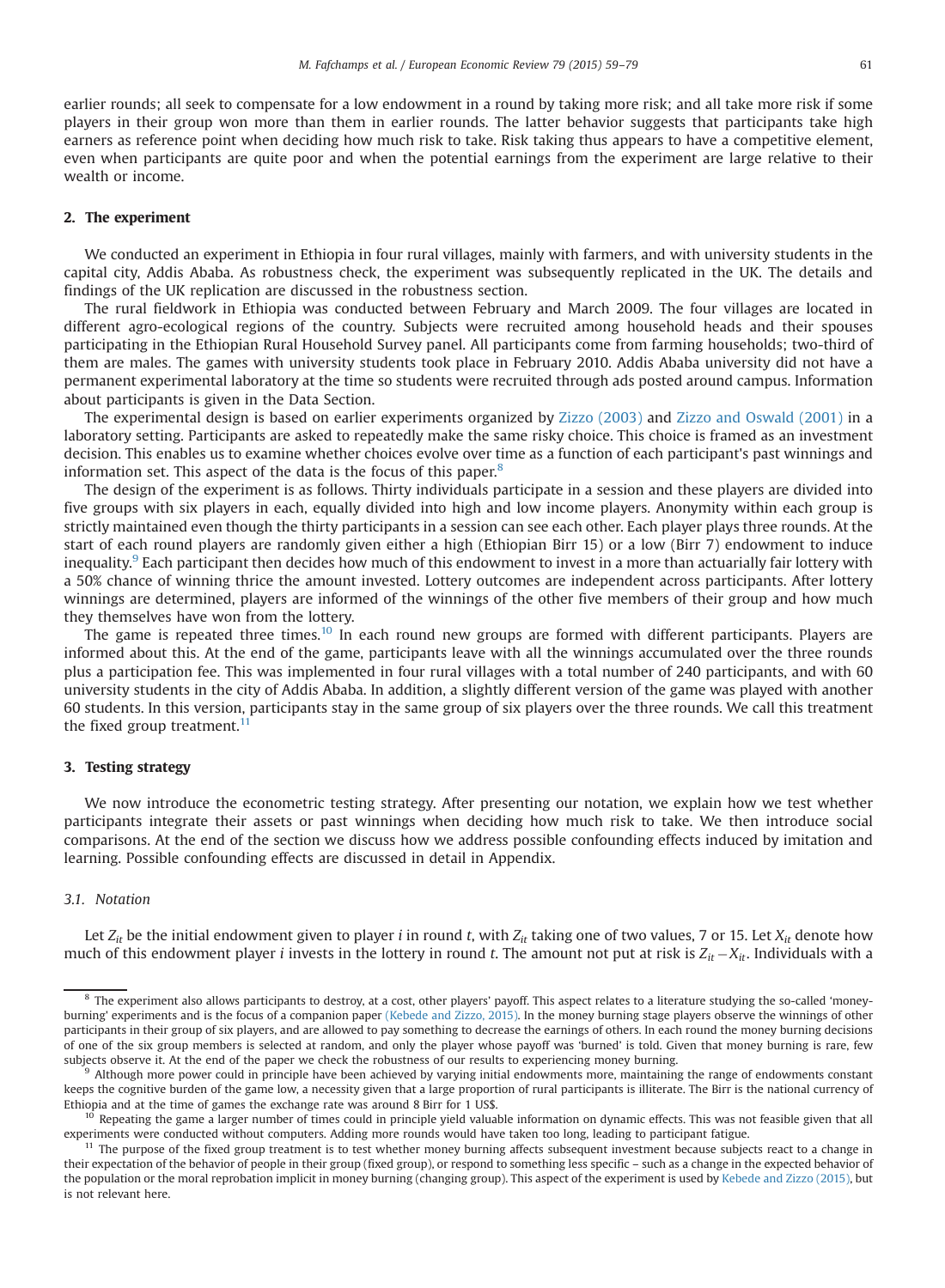earlier rounds; all seek to compensate for a low endowment in a round by taking more risk; and all take more risk if some players in their group won more than them in earlier rounds. The latter behavior suggests that participants take high earners as reference point when deciding how much risk to take. Risk taking thus appears to have a competitive element, even when participants are quite poor and when the potential earnings from the experiment are large relative to their wealth or income.

## 2. The experiment

We conducted an experiment in Ethiopia in four rural villages, mainly with farmers, and with university students in the capital city, Addis Ababa. As robustness check, the experiment was subsequently replicated in the UK. The details and findings of the UK replication are discussed in the robustness section.

The rural fieldwork in Ethiopia was conducted between February and March 2009. The four villages are located in different agro-ecological regions of the country. Subjects were recruited among household heads and their spouses participating in the Ethiopian Rural Household Survey panel. All participants come from farming households; two-third of them are males. The games with university students took place in February 2010. Addis Ababa university did not have a permanent experimental laboratory at the time so students were recruited through ads posted around campus. Information about participants is given in the Data Section.

The experimental design is based on earlier experiments organized by Zizzo (2003) and Zizzo and Oswald (2001) in a laboratory setting. Participants are asked to repeatedly make the same risky choice. This choice is framed as an investment decision. This enables us to examine whether choices evolve over time as a function of each participant's past winnings and information set. This aspect of the data is the focus of this paper.[8]

The design of the experiment is as follows. Thirty individuals participate in a session and these players are divided into five groups with six players in each, equally divided into high and low income players. Anonymity within each group is strictly maintained even though the thirty participants in a session can see each other. Each player plays three rounds. At the start of each round players are randomly given either a high (Ethiopian Birr 15) or a low (Birr 7) endowment to induce inequality.[9] Each participant then decides how much of this endowment to invest in a more than actuarially fair lottery with a 50% chance of winning thrice the amount invested. Lottery outcomes are independent across participants. After lottery winnings are determined, players are informed of the winnings of the other five members of their group and how much they themselves have won from the lottery.

The game is repeated three times.[10] In each round new groups are formed with different participants. Players are informed about this. At the end of the game, participants leave with all the winnings accumulated over the three rounds plus a participation fee. This was implemented in four rural villages with a total number of 240 participants, and with 60 university students in the city of Addis Ababa. In addition, a slightly different version of the game was played with another 60 students. In this version, participants stay in the same group of six players over the three rounds. We call this treatment the fixed group treatment.[11]

## 3. Testing strategy

We now introduce the econometric testing strategy. After presenting our notation, we explain how we test whether participants integrate their assets or past winnings when deciding how much risk to take. We then introduce social comparisons. At the end of the section we discuss how we address possible confounding effects induced by imitation and learning. Possible confounding effects are discussed in detail in Appendix.

### 3.1. Notation

Let $Z_{it}$ be the initial endowment given to player $i$ in round $t$, with $Z_{it}$ taking one of two values, 7 or 15. Let $X_{it}$ denote how much of this endowment player $i$ invests in the lottery in round $t$. The amount not put at risk is $Z_{it}-X_{it}$. Individuals with a

---

[8] The experiment also allows participants to destroy, at a cost, other players' payoff. This aspect relates to a literature studying the so-called 'money-burning' experiments and is the focus of a companion paper (Kebede and Zizzo, 2015). In the money burning stage players observe the winnings of other participants in their group of six players, and are allowed to pay something to decrease the earnings of others. In each round the money burning decisions of one of the six group members is selected at random, and only the player whose payoff was 'burned' is told. Given that money burning is rare, few subjects observe it. At the end of the paper we check the robustness of our results to experiencing money burning.

[9] Although more power could in principle have been achieved by varying initial endowments more, maintaining the range of endowments constant keeps the cognitive burden of the game low, a necessity given that a large proportion of rural participants is illiterate. The Birr is the national currency of Ethiopia and at the time of games the exchange rate was around 8 Birr for 1 US$.

[10] Repeating the game a larger number of times could in principle yield valuable information on dynamic effects. This was not feasible given that all experiments were conducted without computers. Adding more rounds would have taken too long, leading to participant fatigue.

[11] The purpose of the fixed group treatment is to test whether money burning affects subsequent investment because subjects react to a change in their expectation of the behavior of people in their group (fixed group), or respond to something less specific – such as a change in the expected behavior of the population or the moral reprobation implicit in money burning (changing group). This aspect of the experiment is used by Kebede and Zizzo (2015), but is not relevant here.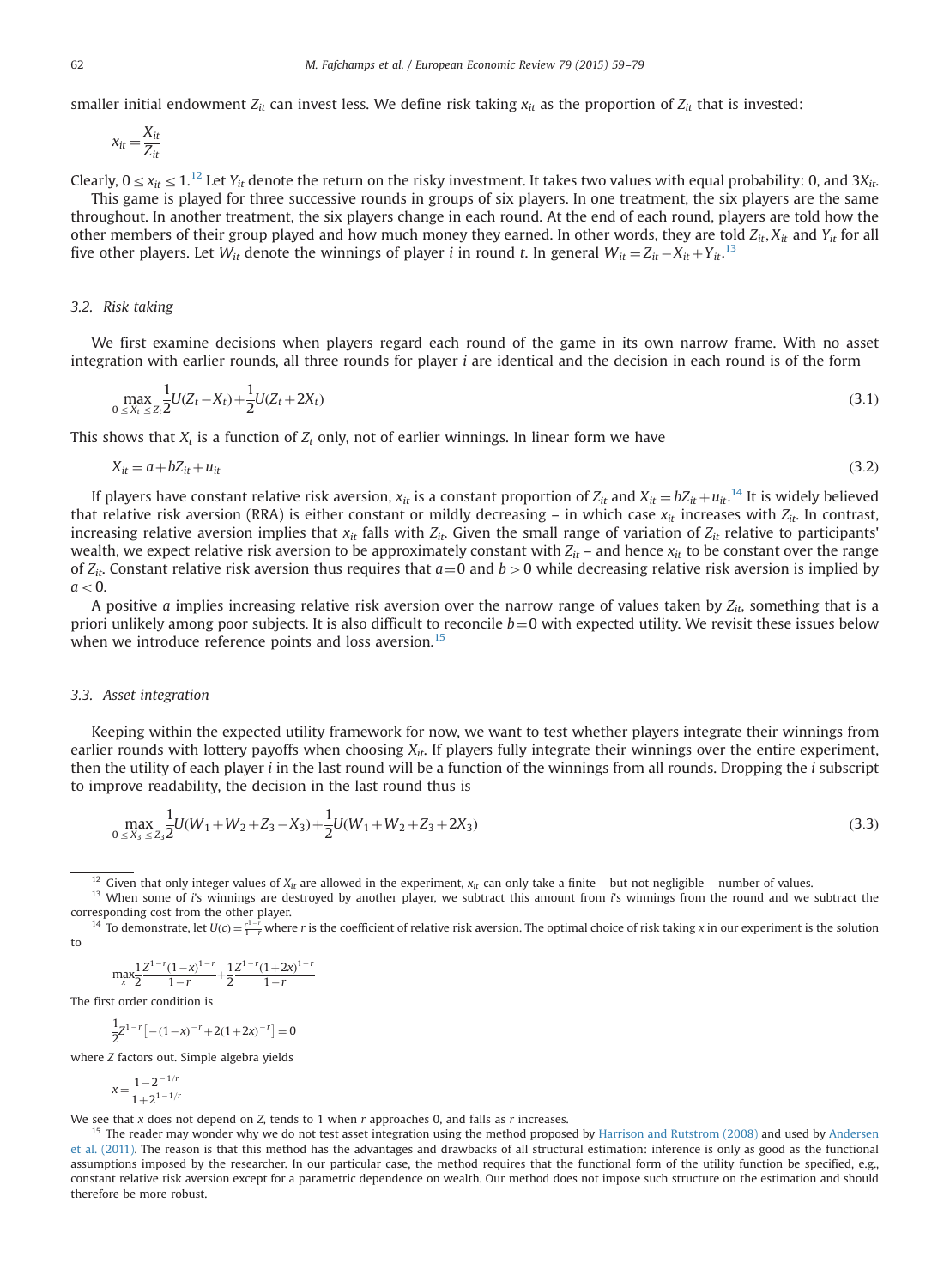smaller initial endowment $Z_{it}$ can invest less. We define risk taking $x_{it}$ as the proportion of $Z_{it}$ that is invested:

$$x_{it} = \frac{X_{it}}{Z_{it}}$$

Clearly, $0 \le x_{it} \le 1$.[12] Let $Y_{it}$ denote the return on the risky investment. It takes two values with equal probability: 0, and $3X_{it}$.

This game is played for three successive rounds in groups of six players. In one treatment, the six players are the same throughout. In another treatment, the six players change in each round. At the end of each round, players are told how the other members of their group played and how much money they earned. In other words, they are told $Z_{it}, X_{it}$ and $Y_{it}$ for all five other players. Let $W_{it}$ denote the winnings of player $i$ in round $t$. In general $W_{it} = Z_{it} - X_{it} + Y_{it}$.[13]

### 3.2. Risk taking

We first examine decisions when players regard each round of the game in its own narrow frame. With no asset integration with earlier rounds, all three rounds for player $i$ are identical and the decision in each round is of the form

$$\max_{0 \le X_t \le Z_t} \frac{1}{2} U(Z_t - X_t) + \frac{1}{2} U(Z_t + 2X_t) \tag{3.1}$$

This shows that $X_t$ is a function of $Z_t$ only, not of earlier winnings. In linear form we have

$$X_{it} = a + bZ_{it} + u_{it} \tag{3.2}$$

If players have constant relative risk aversion, $x_{it}$ is a constant proportion of $Z_{it}$ and $X_{it} = bZ_{it} + u_{it}$.[14] It is widely believed that relative risk aversion (RRA) is either constant or mildly decreasing – in which case $x_{it}$ increases with $Z_{it}$. In contrast, increasing relative aversion implies that $x_{it}$ falls with $Z_{it}$. Given the small range of variation of $Z_{it}$ relative to participants' wealth, we expect relative risk aversion to be approximately constant with $Z_{it}$ – and hence $x_{it}$ to be constant over the range of $Z_{it}$. Constant relative risk aversion thus requires that $a = 0$ and $b > 0$ while decreasing relative risk aversion is implied by $a < 0$.

A positive $a$ implies increasing relative risk aversion over the narrow range of values taken by $Z_{it}$, something that is a priori unlikely among poor subjects. It is also difficult to reconcile $b = 0$ with expected utility. We revisit these issues below when we introduce reference points and loss aversion.[15]

### 3.3. Asset integration

Keeping within the expected utility framework for now, we want to test whether players integrate their winnings from earlier rounds with lottery payoffs when choosing $X_{it}$. If players fully integrate their winnings over the entire experiment, then the utility of each player $i$ in the last round will be a function of the winnings from all rounds. Dropping the $i$ subscript to improve readability, the decision in the last round thus is

$$\max_{0 \le X_3 \le Z_3} \frac{1}{2} U(W_1 + W_2 + Z_3 - X_3) + \frac{1}{2} U(W_1 + W_2 + Z_3 + 2X_3) \tag{3.3}$$

---

[12] Given that only integer values of $X_{it}$ are allowed in the experiment, $x_{it}$ can only take a finite – but not negligible – number of values.

[13] When some of $i$'s winnings are destroyed by another player, we subtract this amount from $i$'s winnings from the round and we subtract the corresponding cost from the other player.

[14] To demonstrate, let $U(c) = \frac{c^{1-r}}{1-r}$ where $r$ is the coefficient of relative risk aversion. The optimal choice of risk taking $x$ in our experiment is the solution to

$$\max_x \frac{1}{2} \frac{Z^{1-r}(1-x)^{1-r}}{1-r} + \frac{1}{2} \frac{Z^{1-r}(1+2x)^{1-r}}{1-r}$$

The first order condition is

$$\frac{1}{2} Z^{1-r} \left[ -(1-x)^{-r} + 2(1+2x)^{-r} \right] = 0$$

where $Z$ factors out. Simple algebra yields

$$x = \frac{1 - 2^{-1/r}}{1 + 2^{1-1/r}}$$

We see that $x$ does not depend on $Z$, tends to 1 when $r$ approaches 0, and falls as $r$ increases.

[15] The reader may wonder why we do not test asset integration using the method proposed by Harrison and Rutstrom (2008) and used by Andersen et al. (2011). The reason is that this method has the advantages and drawbacks of all structural estimation: inference is only as good as the functional assumptions imposed by the researcher. In our particular case, the method requires that the functional form of the utility function be specified, e.g., constant relative risk aversion except for a parametric dependence on wealth. Our method does not impose such structure on the estimation and should therefore be more robust.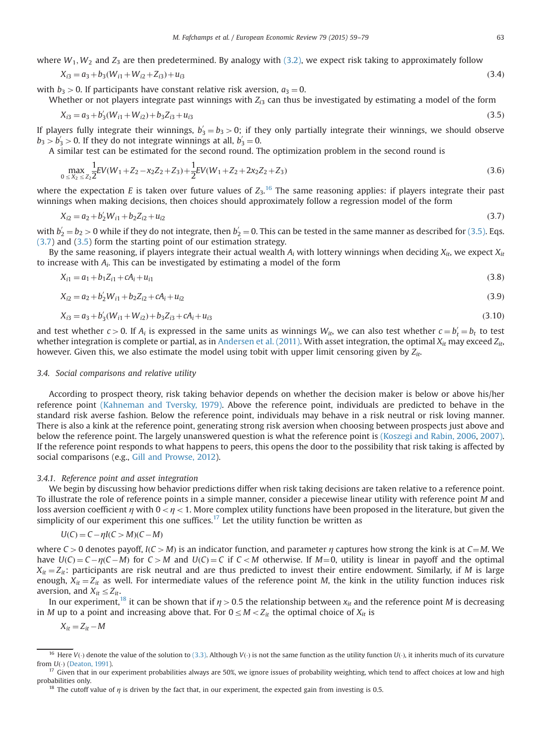where $W_1, W_2$ and $Z_3$ are then predetermined. By analogy with (3.2), we expect risk taking to approximately follow

$$X_{i3} = a_3 + b_3(W_{i1} + W_{i2} + Z_{i3}) + u_{i3} \tag{3.4}$$

with $b_3 > 0$. If participants have constant relative risk aversion, $a_3 = 0$.

Whether or not players integrate past winnings with $Z_{i3}$ can thus be investigated by estimating a model of the form

$$X_{i3} = a_3 + b_3'(W_{i1} + W_{i2}) + b_3 Z_{i3} + u_{i3} \tag{3.5}$$

If players fully integrate their winnings, $b_3' = b_3 > 0$; if they only partially integrate their winnings, we should observe $b_3 > b_3' > 0$. If they do not integrate winnings at all, $b_3' = 0$.

A similar test can be estimated for the second round. The optimization problem in the second round is

$$\max_{0 \le X_2 \le Z_2} \frac{1}{2} EV(W_1 + Z_2 - x_2 Z_2 + Z_3) + \frac{1}{2} EV(W_1 + Z_2 + 2x_2 Z_2 + Z_3) \tag{3.6}$$

where the expectation $E$ is taken over future values of $Z_3$.[16] The same reasoning applies: if players integrate their past winnings when making decisions, then choices should approximately follow a regression model of the form

$$X_{i2} = a_2 + b_2' W_{i1} + b_2 Z_{i2} + u_{i2} \tag{3.7}$$

with $b_2' = b_2 > 0$ while if they do not integrate, then $b_2' = 0$. This can be tested in the same manner as described for (3.5). Eqs. (3.7) and (3.5) form the starting point of our estimation strategy.

By the same reasoning, if players integrate their actual wealth $A_i$ with lottery winnings when deciding $X_{it}$, we expect $X_{it}$ to increase with $A_i$. This can be investigated by estimating a model of the form

$$X_{i1} = a_1 + b_1 Z_{i1} + cA_i + u_{i1} \tag{3.8}$$

$$X_{i2} = a_2 + b_2' W_{i1} + b_2 Z_{i2} + cA_i + u_{i2} \tag{3.9}$$

$$X_{i3} = a_3 + b_3'(W_{i1} + W_{i2}) + b_3 Z_{i3} + cA_i + u_{i3} \tag{3.10}$$

and test whether $c > 0$. If $A_i$ is expressed in the same units as winnings $W_{it}$, we can also test whether $c = b_t' = b_t$ to test whether integration is complete or partial, as in Andersen et al. (2011). With asset integration, the optimal $X_{it}$ may exceed $Z_{it}$, however. Given this, we also estimate the model using tobit with upper limit censoring given by $Z_{it}$.

### 3.4. Social comparisons and relative utility

According to prospect theory, risk taking behavior depends on whether the decision maker is below or above his/her reference point (Kahneman and Tversky, 1979). Above the reference point, individuals are predicted to behave in the standard risk averse fashion. Below the reference point, individuals may behave in a risk neutral or risk loving manner. There is also a kink at the reference point, generating strong risk aversion when choosing between prospects just above and below the reference point. The largely unanswered question is what the reference point is (Koszegi and Rabin, 2006, 2007). If the reference point responds to what happens to peers, this opens the door to the possibility that risk taking is affected by social comparisons (e.g., Gill and Prowse, 2012).

#### 3.4.1. Reference point and asset integration

We begin by discussing how behavior predictions differ when risk taking decisions are taken relative to a reference point. To illustrate the role of reference points in a simple manner, consider a piecewise linear utility with reference point $M$ and loss aversion coefficient $\eta$ with $0 < \eta < 1$. More complex utility functions have been proposed in the literature, but given the simplicity of our experiment this one suffices.[17] Let the utility function be written as

$$U(C) = C - \eta I(C > M)(C - M)$$

where $C > 0$ denotes payoff, $I(C > M)$ is an indicator function, and parameter $\eta$ captures how strong the kink is at $C = M$. We have $U(C) = C - \eta(C - M)$ for $C > M$ and $U(C) = C$ if $C < M$ otherwise. If $M = 0$, utility is linear in payoff and the optimal $X_{it} = Z_{it}$: participants are risk neutral and are thus predicted to invest their entire endowment. Similarly, if $M$ is large enough, $X_{it} = Z_{it}$ as well. For intermediate values of the reference point $M$, the kink in the utility function induces risk aversion, and $X_{it} \le Z_{it}$.

In our experiment,[18] it can be shown that if $\eta > 0.5$ the relationship between $x_{it}$ and the reference point $M$ is decreasing in $M$ up to a point and increasing above that. For $0 \le M < Z_{it}$ the optimal choice of $X_{it}$ is

$$X_{it} = Z_{it} - M$$

---

[16] Here $V(\cdot)$ denote the value of the solution to (3.3). Although $V(\cdot)$ is not the same function as the utility function $U(\cdot)$, it inherits much of its curvature from $U(\cdot)$ (Deaton, 1991).

[17] Given that in our experiment probabilities always are 50%, we ignore issues of probability weighting, which tend to affect choices at low and high probabilities only.

[18] The cutoff value of $\eta$ is driven by the fact that, in our experiment, the expected gain from investing is 0.5.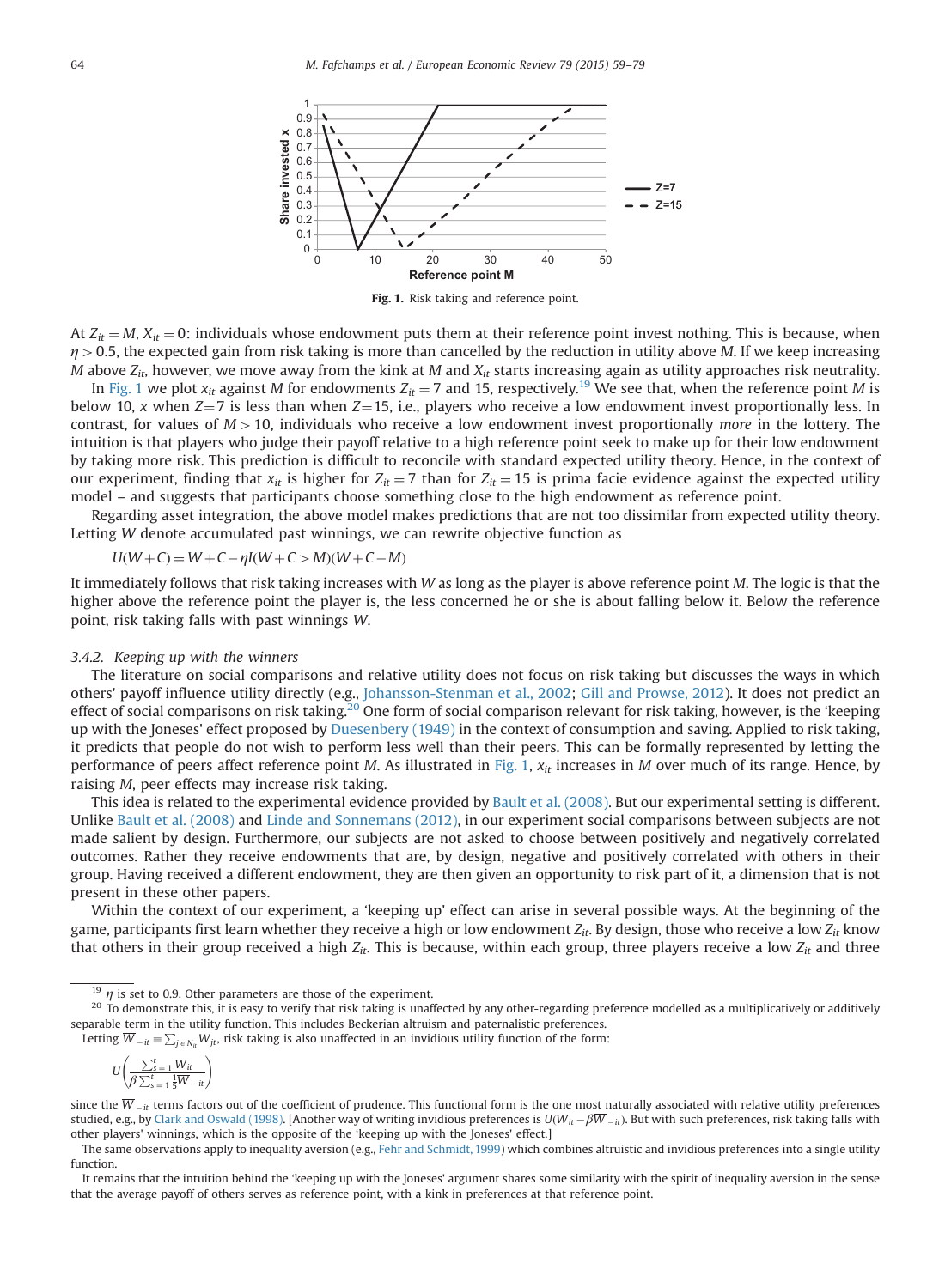**Fig. 1.** Risk taking and reference point.

At $Z_{it} = M$, $X_{it} = 0$: individuals whose endowment puts them at their reference point invest nothing. This is because, when $\eta > 0.5$, the expected gain from risk taking is more than cancelled by the reduction in utility above $M$. If we keep increasing $M$ above $Z_{it}$, however, we move away from the kink at $M$ and $X_{it}$ starts increasing again as utility approaches risk neutrality.

In Fig. 1 we plot $x_{it}$ against $M$ for endowments $Z_{it} = 7$ and 15, respectively.[19] We see that, when the reference point $M$ is below 10, $x$ when $Z=7$ is less than when $Z=15$, i.e., players who receive a low endowment invest proportionally less. In contrast, for values of $M > 10$, individuals who receive a low endowment invest proportionally *more* in the lottery. The intuition is that players who judge their payoff relative to a high reference point seek to make up for their low endowment by taking more risk. This prediction is difficult to reconcile with standard expected utility theory. Hence, in the context of our experiment, finding that $x_{it}$ is higher for $Z_{it} = 7$ than for $Z_{it} = 15$ is prima facie evidence against the expected utility model – and suggests that participants choose something close to the high endowment as reference point.

Regarding asset integration, the above model makes predictions that are not too dissimilar from expected utility theory. Letting $W$ denote accumulated past winnings, we can rewrite objective function as

$$U(W+C) = W + C - \eta I(W+C > M)(W+C-M)$$

It immediately follows that risk taking increases with $W$ as long as the player is above reference point $M$. The logic is that the higher above the reference point the player is, the less concerned he or she is about falling below it. Below the reference point, risk taking falls with past winnings $W$.

### 3.4.2. Keeping up with the winners

The literature on social comparisons and relative utility does not focus on risk taking but discusses the ways in which others' payoff influence utility directly (e.g., Johansson-Stenman et al., 2002; Gill and Prowse, 2012). It does not predict an effect of social comparisons on risk taking.[20] One form of social comparison relevant for risk taking, however, is the 'keeping up with the Joneses' effect proposed by Duesenbery (1949) in the context of consumption and saving. Applied to risk taking, it predicts that people do not wish to perform less well than their peers. This can be formally represented by letting the performance of peers affect reference point $M$. As illustrated in Fig. 1, $x_{it}$ increases in $M$ over much of its range. Hence, by raising $M$, peer effects may increase risk taking.

This idea is related to the experimental evidence provided by Bault et al. (2008). But our experimental setting is different. Unlike Bault et al. (2008) and Linde and Sonnemans (2012), in our experiment social comparisons between subjects are not made salient by design. Furthermore, our subjects are not asked to choose between positively and negatively correlated outcomes. Rather they receive endowments that are, by design, negative and positively correlated with others in their group. Having received a different endowment, they are then given an opportunity to risk part of it, a dimension that is not present in these other papers.

Within the context of our experiment, a 'keeping up' effect can arise in several possible ways. At the beginning of the game, participants first learn whether they receive a high or low endowment $Z_{it}$. By design, those who receive a low $Z_{it}$ know that others in their group received a high $Z_{it}$. This is because, within each group, three players receive a low $Z_{it}$ and three

---

[19] $\eta$ is set to 0.9. Other parameters are those of the experiment.

[20] To demonstrate this, it is easy to verify that risk taking is unaffected by any other-regarding preference modelled as a multiplicatively or additively separable term in the utility function. This includes Beckerian altruism and paternalistic preferences.

Letting $\overline{W}_{-it} \equiv \sum_{j \in N_{it}} W_{jt}$, risk taking is also unaffected in an invidious utility function of the form:

$$U\left(\frac{\sum_{s=1}^{t} W_{it}}{\beta \sum_{s=1}^{t} \frac{1}{5} \overline{W}_{-it}}\right)$$

since the $\overline{W}_{-it}$ terms factors out of the coefficient of prudence. This functional form is the one most naturally associated with relative utility preferences studied, e.g., by Clark and Oswald (1998). [Another way of writing invidious preferences is $U(W_{it} - \beta \overline{W}_{-it})$. But with such preferences, risk taking falls with other players' winnings, which is the opposite of the 'keeping up with the Joneses' effect.]

The same observations apply to inequality aversion (e.g., Fehr and Schmidt, 1999) which combines altruistic and invidious preferences into a single utility function.

It remains that the intuition behind the 'keeping up with the Joneses' argument shares some similarity with the spirit of inequality aversion in the sense that the average payoff of others serves as reference point, with a kink in preferences at that reference point.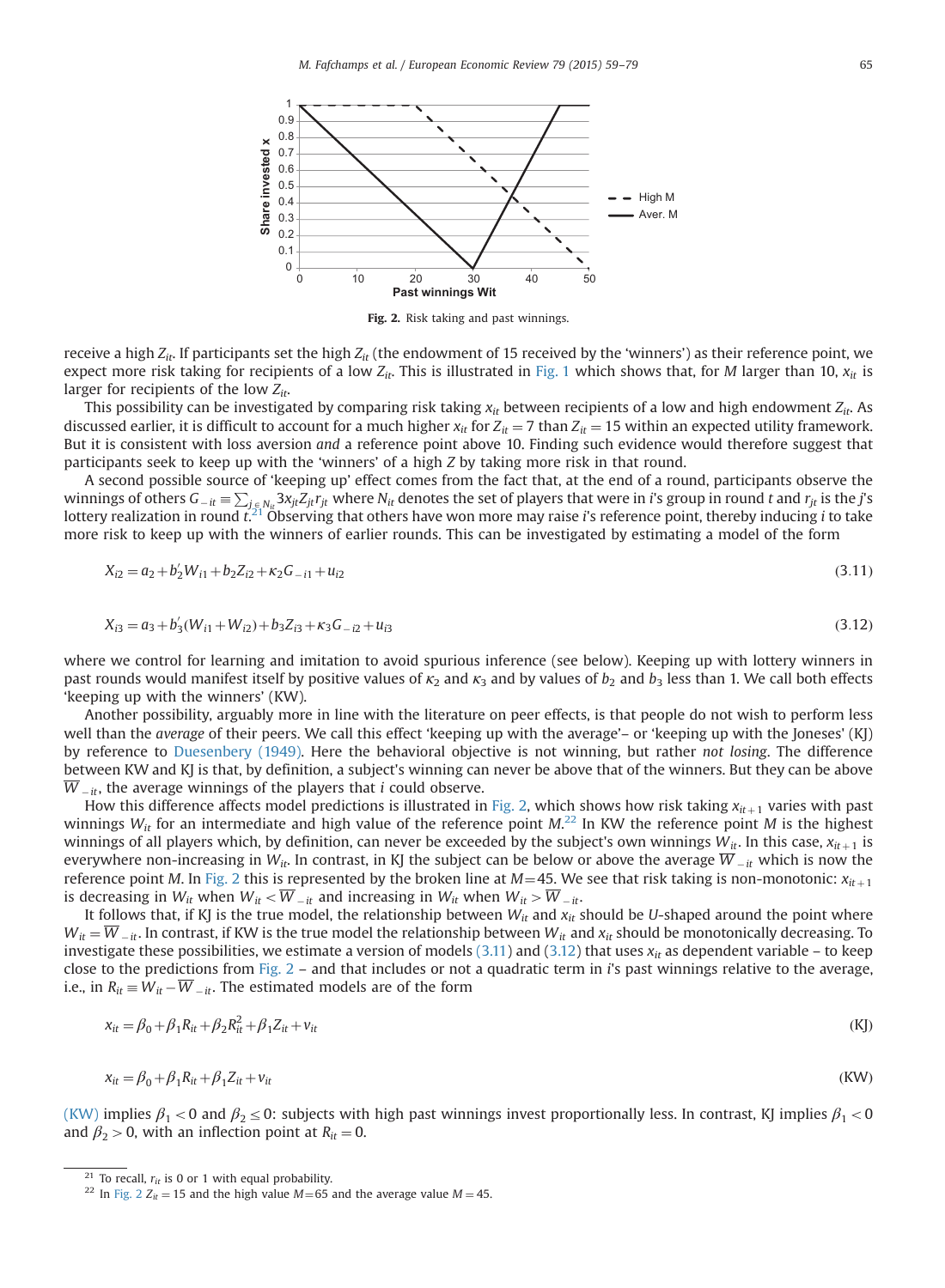Fig. 2. Risk taking and past winnings.

receive a high $Z_{it}$. If participants set the high $Z_{it}$ (the endowment of 15 received by the 'winners') as their reference point, we expect more risk taking for recipients of a low $Z_{it}$. This is illustrated in Fig. 1 which shows that, for $M$ larger than 10, $x_{it}$ is larger for recipients of the low $Z_{it}$.

This possibility can be investigated by comparing risk taking $x_{it}$ between recipients of a low and high endowment $Z_{it}$. As discussed earlier, it is difficult to account for a much higher $x_{it}$ for $Z_{it}=7$ than $Z_{it}=15$ within an expected utility framework. But it is consistent with loss aversion *and* a reference point above 10. Finding such evidence would therefore suggest that participants seek to keep up with the 'winners' of a high $Z$ by taking more risk in that round.

A second possible source of 'keeping up' effect comes from the fact that, at the end of a round, participants observe the winnings of others $G_{-it} \equiv \sum_{j \in N_{it}} 3x_{jt}Z_{jt}r_{jt}$ where $N_{it}$ denotes the set of players that were in $i$'s group in round $t$ and $r_{jt}$ is the $j$'s lottery realization in round $t$.[21] Observing that others have won more may raise $i$'s reference point, thereby inducing $i$ to take more risk to keep up with the winners of earlier rounds. This can be investigated by estimating a model of the form

$$X_{i2} = a_2 + b_2' W_{i1} + b_2 Z_{i2} + \kappa_2 G_{-i1} + u_{i2} \tag{3.11}$$

$$X_{i3} = a_3 + b_3'(W_{i1} + W_{i2}) + b_3 Z_{i3} + \kappa_3 G_{-i2} + u_{i3} \tag{3.12}$$

where we control for learning and imitation to avoid spurious inference (see below). Keeping up with lottery winners in past rounds would manifest itself by positive values of $\kappa_2$ and $\kappa_3$ and by values of $b_2$ and $b_3$ less than 1. We call both effects 'keeping up with the winners' (KW).

Another possibility, arguably more in line with the literature on peer effects, is that people do not wish to perform less well than the *average* of their peers. We call this effect 'keeping up with the average'– or 'keeping up with the Joneses' (KJ) by reference to Duesenbery (1949). Here the behavioral objective is not winning, but rather *not losing*. The difference between KW and KJ is that, by definition, a subject's winning can never be above that of the winners. But they can be above $\overline{W}_{-it}$, the average winnings of the players that $i$ could observe.

How this difference affects model predictions is illustrated in Fig. 2, which shows how risk taking $x_{it+1}$ varies with past winnings $W_{it}$ for an intermediate and high value of the reference point $M$.[22] In KW the reference point $M$ is the highest winnings of all players which, by definition, can never be exceeded by the subject's own winnings $W_{it}$. In this case, $x_{it+1}$ is everywhere non-increasing in $W_{it}$. In contrast, in KJ the subject can be below or above the average $\overline{W}_{-it}$ which is now the reference point $M$. In Fig. 2 this is represented by the broken line at $M=45$. We see that risk taking is non-monotonic: $x_{it+1}$ is decreasing in $W_{it}$ when $W_{it} < \overline{W}_{-it}$ and increasing in $W_{it}$ when $W_{it} > \overline{W}_{-it}$.

It follows that, if KJ is the true model, the relationship between $W_{it}$ and $x_{it}$ should be *U*-shaped around the point where $W_{it} = \overline{W}_{-it}$. In contrast, if KW is the true model the relationship between $W_{it}$ and $x_{it}$ should be monotonically decreasing. To investigate these possibilities, we estimate a version of models (3.11) and (3.12) that uses $x_{it}$ as dependent variable – to keep close to the predictions from Fig. 2 – and that includes or not a quadratic term in $i$'s past winnings relative to the average, i.e., in $R_{it} \equiv W_{it} - \overline{W}_{-it}$. The estimated models are of the form

$$x_{it} = \beta_0 + \beta_1 R_{it} + \beta_2 R_{it}^2 + \beta_1 Z_{it} + v_{it} \tag{KJ}$$

$$x_{it} = \beta_0 + \beta_1 R_{it} + \beta_1 Z_{it} + v_{it} \tag{KW}$$

(KW) implies $\beta_1 < 0$ and $\beta_2 \le 0$: subjects with high past winnings invest proportionally less. In contrast, KJ implies $\beta_1 < 0$ and $\beta_2 > 0$, with an inflection point at $R_{it} = 0$.

[21] To recall, $r_{it}$ is 0 or 1 with equal probability.

[22] In Fig. 2 $Z_{it} = 15$ and the high value $M=65$ and the average value $M=45$.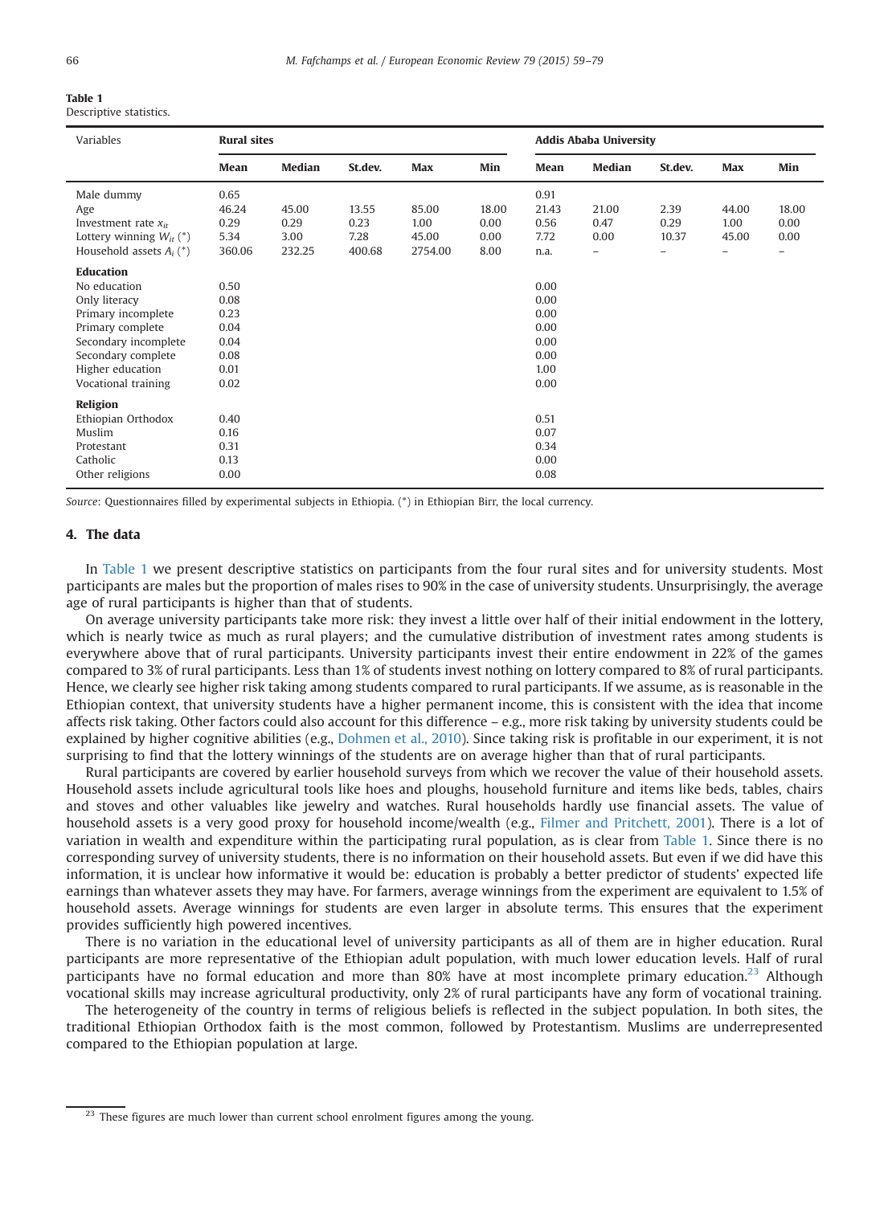**Table 1**
Descriptive statistics.

| Variables | Rural sites | | | | | Addis Ababa University | | | | |
|---|---|---|---|---|---|---|---|---|---|---|
| | Mean | Median | St.dev. | Max | Min | Mean | Median | St.dev. | Max | Min |
| Male dummy | 0.65 | | | | | 0.91 | | | | |
| Age | 46.24 | 45.00 | 13.55 | 85.00 | 18.00 | 21.43 | 21.00 | 2.39 | 44.00 | 18.00 |
| Investment rate $x_{it}$ | 0.29 | 0.29 | 0.23 | 1.00 | 0.00 | 0.56 | 0.47 | 0.29 | 1.00 | 0.00 |
| Lottery winning $W_{it}$ (*) | 5.34 | 3.00 | 7.28 | 45.00 | 0.00 | 7.72 | 0.00 | 10.37 | 45.00 | 0.00 |
| Household assets $A_i$ (*) | 360.06 | 232.25 | 400.68 | 2754.00 | 8.00 | n.a. | – | – | – | – |
| **Education** | | | | | | | | | | |
| No education | 0.50 | | | | | 0.00 | | | | |
| Only literacy | 0.08 | | | | | 0.00 | | | | |
| Primary incomplete | 0.23 | | | | | 0.00 | | | | |
| Primary complete | 0.04 | | | | | 0.00 | | | | |
| Secondary incomplete | 0.04 | | | | | 0.00 | | | | |
| Secondary complete | 0.08 | | | | | 0.00 | | | | |
| Higher education | 0.01 | | | | | 1.00 | | | | |
| Vocational training | 0.02 | | | | | 0.00 | | | | |
| **Religion** | | | | | | | | | | |
| Ethiopian Orthodox | 0.40 | | | | | 0.51 | | | | |
| Muslim | 0.16 | | | | | 0.07 | | | | |
| Protestant | 0.31 | | | | | 0.34 | | | | |
| Catholic | 0.13 | | | | | 0.00 | | | | |
| Other religions | 0.00 | | | | | 0.08 | | | | |

*Source*: Questionnaires filled by experimental subjects in Ethiopia. (*) in Ethiopian Birr, the local currency.

## 4. The data

In Table 1 we present descriptive statistics on participants from the four rural sites and for university students. Most participants are males but the proportion of males rises to 90% in the case of university students. Unsurprisingly, the average age of rural participants is higher than that of students.

On average university participants take more risk: they invest a little over half of their initial endowment in the lottery, which is nearly twice as much as rural players; and the cumulative distribution of investment rates among students is everywhere above that of rural participants. University participants invest their entire endowment in 22% of the games compared to 3% of rural participants. Less than 1% of students invest nothing on lottery compared to 8% of rural participants. Hence, we clearly see higher risk taking among students compared to rural participants. If we assume, as is reasonable in the Ethiopian context, that university students have a higher permanent income, this is consistent with the idea that income affects risk taking. Other factors could also account for this difference – e.g., more risk taking by university students could be explained by higher cognitive abilities (e.g., Dohmen et al., 2010). Since taking risk is profitable in our experiment, it is not surprising to find that the lottery winnings of the students are on average higher than that of rural participants.

Rural participants are covered by earlier household surveys from which we recover the value of their household assets. Household assets include agricultural tools like hoes and ploughs, household furniture and items like beds, tables, chairs and stoves and other valuables like jewelry and watches. Rural households hardly use financial assets. The value of household assets is a very good proxy for household income/wealth (e.g., Filmer and Pritchett, 2001). There is a lot of variation in wealth and expenditure within the participating rural population, as is clear from Table 1. Since there is no corresponding survey of university students, there is no information on their household assets. But even if we did have this information, it is unclear how informative it would be: education is probably a better predictor of students' expected life earnings than whatever assets they may have. For farmers, average winnings from the experiment are equivalent to 1.5% of household assets. Average winnings for students are even larger in absolute terms. This ensures that the experiment provides sufficiently high powered incentives.

There is no variation in the educational level of university participants as all of them are in higher education. Rural participants are more representative of the Ethiopian adult population, with much lower education levels. Half of rural participants have no formal education and more than 80% have at most incomplete primary education.[23] Although vocational skills may increase agricultural productivity, only 2% of rural participants have any form of vocational training.

The heterogeneity of the country in terms of religious beliefs is reflected in the subject population. In both sites, the traditional Ethiopian Orthodox faith is the most common, followed by Protestantism. Muslims are underrepresented compared to the Ethiopian population at large.

[23] These figures are much lower than current school enrolment figures among the young.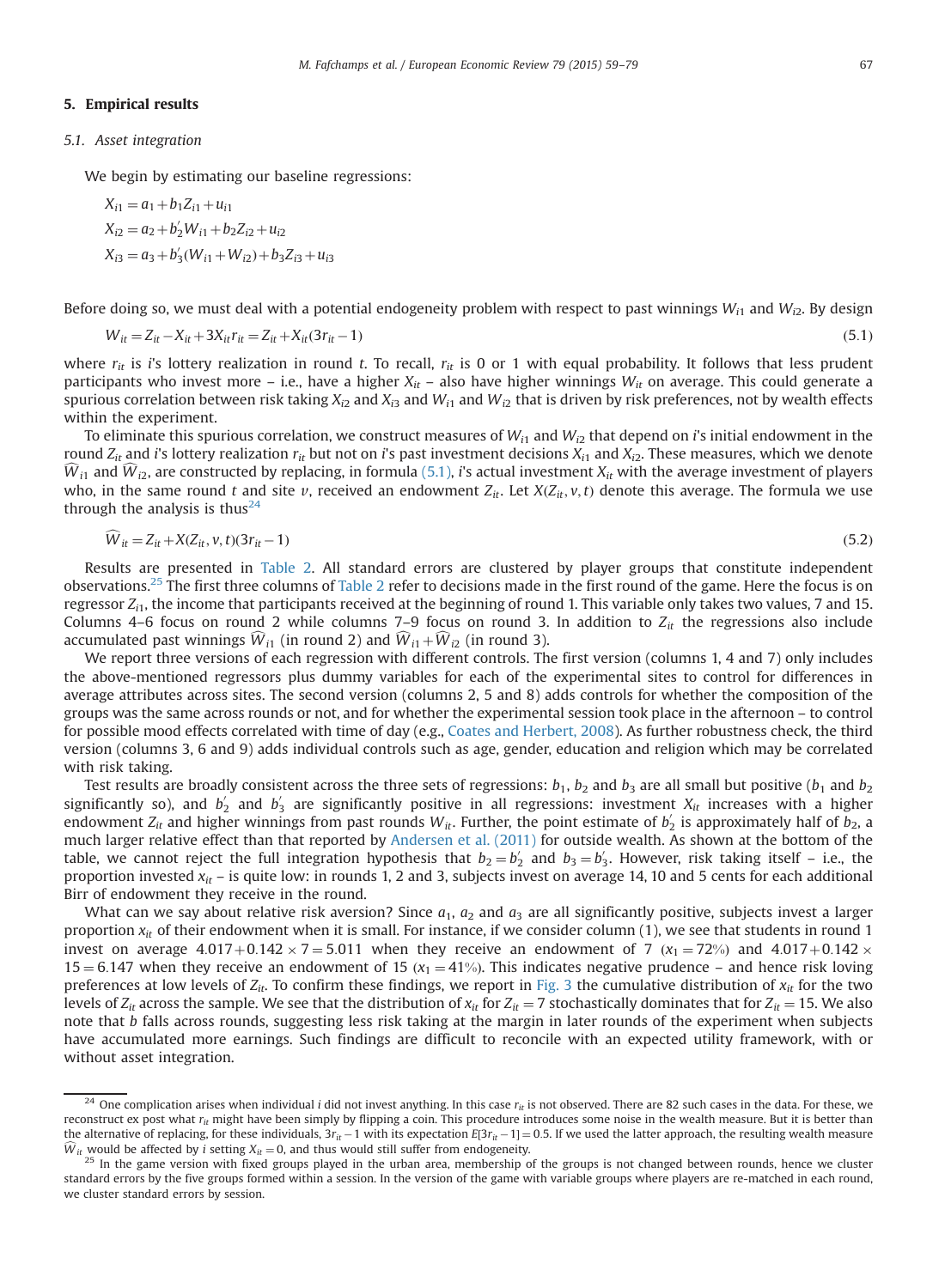## 5. Empirical results

### 5.1. Asset integration

We begin by estimating our baseline regressions:

$$X_{i1} = a_1 + b_1 Z_{i1} + u_{i1}$$

$$X_{i2} = a_2 + b_2' W_{i1} + b_2 Z_{i2} + u_{i2}$$

$$X_{i3} = a_3 + b_3'(W_{i1} + W_{i2}) + b_3 Z_{i3} + u_{i3}$$

Before doing so, we must deal with a potential endogeneity problem with respect to past winnings $W_{i1}$ and $W_{i2}$. By design

$$W_{it} = Z_{it} - X_{it} + 3X_{it} r_{it} = Z_{it} + X_{it}(3r_{it} - 1) \tag{5.1}$$

where $r_{it}$ is $i$'s lottery realization in round $t$. To recall, $r_{it}$ is 0 or 1 with equal probability. It follows that less prudent participants who invest more – i.e., have a higher $X_{it}$ – also have higher winnings $W_{it}$ on average. This could generate a spurious correlation between risk taking $X_{i2}$ and $X_{i3}$ and $W_{i1}$ and $W_{i2}$ that is driven by risk preferences, not by wealth effects within the experiment.

To eliminate this spurious correlation, we construct measures of $W_{i1}$ and $W_{i2}$ that depend on $i$'s initial endowment in the round $Z_{it}$ and $i$'s lottery realization $r_{it}$ but not on $i$'s past investment decisions $X_{i1}$ and $X_{i2}$. These measures, which we denote $\widehat{W}_{i1}$ and $\widehat{W}_{i2}$, are constructed by replacing, in formula (5.1), $i$'s actual investment $X_{it}$ with the average investment of players who, in the same round $t$ and site $v$, received an endowment $Z_{it}$. Let $X(Z_{it}, v, t)$ denote this average. The formula we use through the analysis is thus[24]

$$\widehat{W}_{it} = Z_{it} + X(Z_{it}, v, t)(3r_{it} - 1) \tag{5.2}$$

Results are presented in Table 2. All standard errors are clustered by player groups that constitute independent observations.[25] The first three columns of Table 2 refer to decisions made in the first round of the game. Here the focus is on regressor $Z_{i1}$, the income that participants received at the beginning of round 1. This variable only takes two values, 7 and 15. Columns 4–6 focus on round 2 while columns 7–9 focus on round 3. In addition to $Z_{it}$ the regressions also include accumulated past winnings $\widehat{W}_{i1}$ (in round 2) and $\widehat{W}_{i1} + \widehat{W}_{i2}$ (in round 3).

We report three versions of each regression with different controls. The first version (columns 1, 4 and 7) only includes the above-mentioned regressors plus dummy variables for each of the experimental sites to control for differences in average attributes across sites. The second version (columns 2, 5 and 8) adds controls for whether the composition of the groups was the same across rounds or not, and for whether the experimental session took place in the afternoon – to control for possible mood effects correlated with time of day (e.g., Coates and Herbert, 2008). As further robustness check, the third version (columns 3, 6 and 9) adds individual controls such as age, gender, education and religion which may be correlated with risk taking.

Test results are broadly consistent across the three sets of regressions: $b_1$, $b_2$ and $b_3$ are all small but positive ($b_1$ and $b_2$ significantly so), and $b_2'$ and $b_3'$ are significantly positive in all regressions: investment $X_{it}$ increases with a higher endowment $Z_{it}$ and higher winnings from past rounds $W_{it}$. Further, the point estimate of $b_2'$ is approximately half of $b_2$, a much larger relative effect than that reported by Andersen et al. (2011) for outside wealth. As shown at the bottom of the table, we cannot reject the full integration hypothesis that $b_2 = b_2'$ and $b_3 = b_3'$. However, risk taking itself – i.e., the proportion invested $x_{it}$ – is quite low: in rounds 1, 2 and 3, subjects invest on average 14, 10 and 5 cents for each additional Birr of endowment they receive in the round.

What can we say about relative risk aversion? Since $a_1$, $a_2$ and $a_3$ are all significantly positive, subjects invest a larger proportion $x_{it}$ of their endowment when it is small. For instance, if we consider column (1), we see that students in round 1 invest on average $4.017 + 0.142 \times 7 = 5.011$ when they receive an endowment of 7 ($x_1 = 72\%$) and $4.017 + 0.142 \times 15 = 6.147$ when they receive an endowment of 15 ($x_1 = 41\%$). This indicates negative prudence – and hence risk loving preferences at low levels of $Z_{it}$. To confirm these findings, we report in Fig. 3 the cumulative distribution of $x_{it}$ for the two levels of $Z_{it}$ across the sample. We see that the distribution of $x_{it}$ for $Z_{it} = 7$ stochastically dominates that for $Z_{it} = 15$. We also note that $b$ falls across rounds, suggesting less risk taking at the margin in later rounds of the experiment when subjects have accumulated more earnings. Such findings are difficult to reconcile with an expected utility framework, with or without asset integration.

---

[24] One complication arises when individual $i$ did not invest anything. In this case $r_{it}$ is not observed. There are 82 such cases in the data. For these, we reconstruct ex post what $r_{it}$ might have been simply by flipping a coin. This procedure introduces some noise in the wealth measure. But it is better than the alternative of replacing, for these individuals, $3r_{it} - 1$ with its expectation $E[3r_{it} - 1] = 0.5$. If we used the latter approach, the resulting wealth measure $\widehat{W}_{it}$ would be affected by $i$ setting $X_{it} = 0$, and thus would still suffer from endogeneity.

[25] In the game version with fixed groups played in the urban area, membership of the groups is not changed between rounds, hence we cluster standard errors by the five groups formed within a session. In the version of the game with variable groups where players are re-matched in each round, we cluster standard errors by session.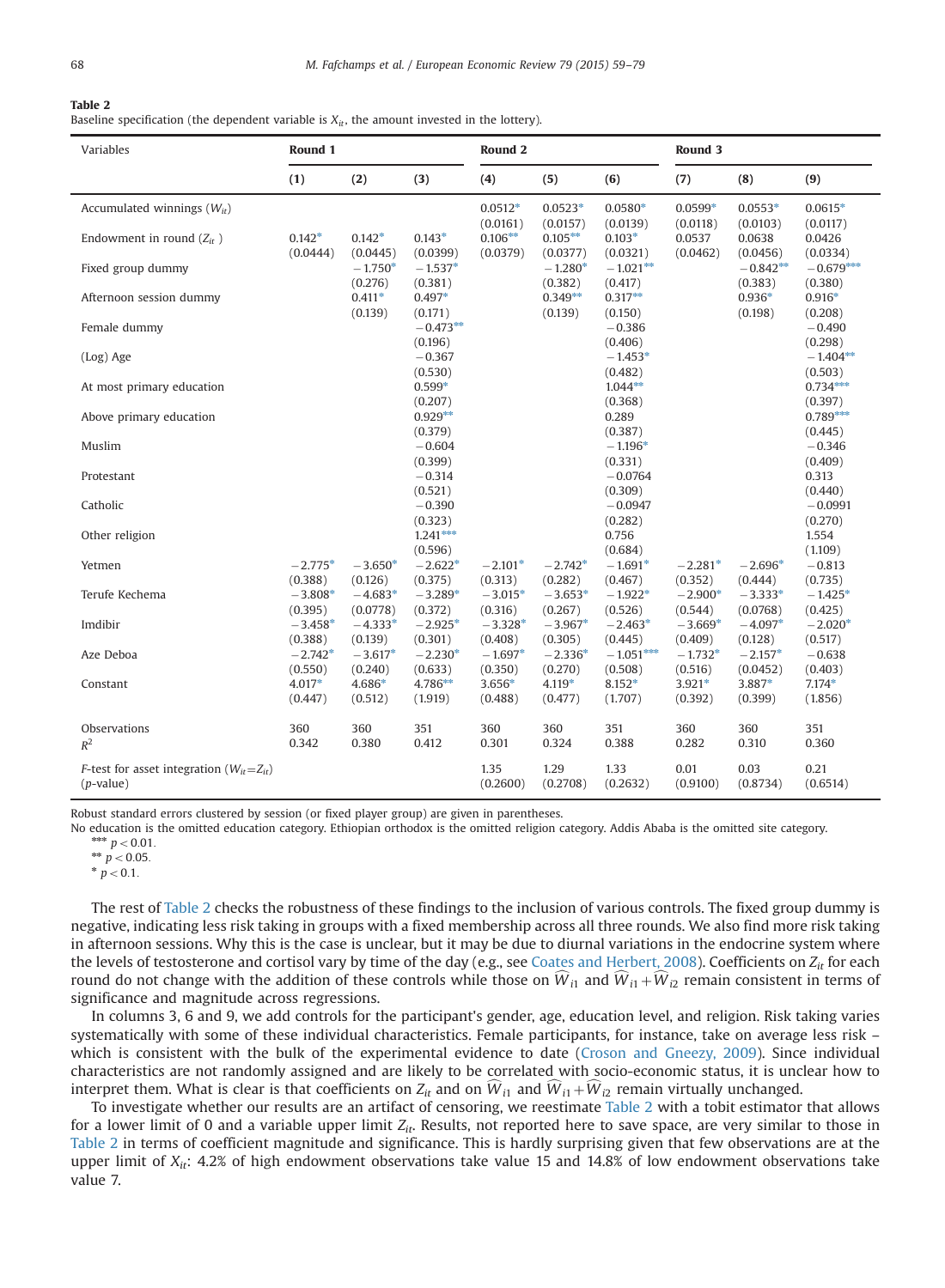**Table 2**
Baseline specification (the dependent variable is $X_{it}$, the amount invested in the lottery).

| Variables | Round 1 | | | Round 2 | | | Round 3 | | |
|---|---|---|---|---|---|---|---|---|---|
| | (1) | (2) | (3) | (4) | (5) | (6) | (7) | (8) | (9) |
| Accumulated winnings ($W_{it}$) | | | | 0.0512* | 0.0523* | 0.0580* | 0.0599* | 0.0553* | 0.0615* |
| | | | | (0.0161) | (0.0157) | (0.0139) | (0.0118) | (0.0103) | (0.0117) |
| Endowment in round ($Z_{it}$ ) | 0.142* | 0.142* | 0.143* | 0.106** | 0.105** | 0.103* | 0.0537 | 0.0638 | 0.0426 |
| | (0.0444) | (0.0445) | (0.0399) | (0.0379) | (0.0377) | (0.0321) | (0.0462) | (0.0456) | (0.0334) |
| Fixed group dummy | | −1.750* | −1.537* | | −1.280* | −1.021** | | −0.842** | −0.679*** |
| | | (0.276) | (0.381) | | (0.382) | (0.417) | | (0.383) | (0.380) |
| Afternoon session dummy | | 0.411* | 0.497* | | 0.349** | 0.317** | | 0.936* | 0.916* |
| | | (0.139) | (0.171) | | (0.139) | (0.150) | | (0.198) | (0.208) |
| Female dummy | | | −0.473** | | | −0.386 | | | −0.490 |
| | | | (0.196) | | | (0.406) | | | (0.298) |
| (Log) Age | | | −0.367 | | | −1.453* | | | −1.404** |
| | | | (0.530) | | | (0.482) | | | (0.503) |
| At most primary education | | | 0.599* | | | 1.044** | | | 0.734*** |
| | | | (0.207) | | | (0.368) | | | (0.397) |
| Above primary education | | | 0.929** | | | 0.289 | | | 0.789*** |
| | | | (0.379) | | | (0.387) | | | (0.445) |
| Muslim | | | −0.604 | | | −1.196* | | | −0.346 |
| | | | (0.399) | | | (0.331) | | | (0.409) |
| Protestant | | | −0.314 | | | −0.0764 | | | 0.313 |
| | | | (0.521) | | | (0.309) | | | (0.440) |
| Catholic | | | −0.390 | | | −0.0947 | | | −0.0991 |
| | | | (0.323) | | | (0.282) | | | (0.270) |
| Other religion | | | 1.241*** | | | 0.756 | | | 1.554 |
| | | | (0.596) | | | (0.684) | | | (1.109) |
| Yetmen | −2.775* | −3.650* | −2.622* | −2.101* | −2.742* | −1.691* | −2.281* | −2.696* | −0.813 |
| | (0.388) | (0.126) | (0.375) | (0.313) | (0.282) | (0.467) | (0.352) | (0.444) | (0.735) |
| Terufe Kechema | −3.808* | −4.683* | −3.289* | −3.015* | −3.653* | −1.922* | −2.900* | −3.333* | −1.425* |
| | (0.395) | (0.0778) | (0.372) | (0.316) | (0.267) | (0.526) | (0.544) | (0.0768) | (0.425) |
| Imdibir | −3.458* | −4.333* | −2.925* | −3.328* | −3.967* | −2.463* | −3.669* | −4.097* | −2.020* |
| | (0.388) | (0.139) | (0.301) | (0.408) | (0.305) | (0.445) | (0.409) | (0.128) | (0.517) |
| Aze Deboa | −2.742* | −3.617* | −2.230* | −1.697* | −2.336* | −1.051*** | −1.732* | −2.157* | −0.638 |
| | (0.550) | (0.240) | (0.633) | (0.350) | (0.270) | (0.508) | (0.516) | (0.0452) | (0.403) |
| Constant | 4.017* | 4.686* | 4.786** | 3.656* | 4.119* | 8.152* | 3.921* | 3.887* | 7.174* |
| | (0.447) | (0.512) | (1.919) | (0.488) | (0.477) | (1.707) | (0.392) | (0.399) | (1.856) |
| Observations | 360 | 360 | 351 | 360 | 360 | 351 | 360 | 360 | 351 |
| $R^2$ | 0.342 | 0.380 | 0.412 | 0.301 | 0.324 | 0.388 | 0.282 | 0.310 | 0.360 |
| *F*-test for asset integration ($W_{it}=Z_{it}$) | | | | 1.35 | 1.29 | 1.33 | 0.01 | 0.03 | 0.21 |
| (*p*-value) | | | | (0.2600) | (0.2708) | (0.2632) | (0.9100) | (0.8734) | (0.6514) |

Robust standard errors clustered by session (or fixed player group) are given in parentheses.
No education is the omitted education category. Ethiopian orthodox is the omitted religion category. Addis Ababa is the omitted site category.
*** $p<0.01$.
** $p<0.05$.
* $p<0.1$.

The rest of Table 2 checks the robustness of these findings to the inclusion of various controls. The fixed group dummy is negative, indicating less risk taking in groups with a fixed membership across all three rounds. We also find more risk taking in afternoon sessions. Why this is the case is unclear, but it may be due to diurnal variations in the endocrine system where the levels of testosterone and cortisol vary by time of the day (e.g., see Coates and Herbert, 2008). Coefficients on $Z_{it}$ for each round do not change with the addition of these controls while those on $\widehat{W}_{i1}$ and $\widehat{W}_{i1}+\widehat{W}_{i2}$ remain consistent in terms of significance and magnitude across regressions.

In columns 3, 6 and 9, we add controls for the participant's gender, age, education level, and religion. Risk taking varies systematically with some of these individual characteristics. Female participants, for instance, take on average less risk – which is consistent with the bulk of the experimental evidence to date (Croson and Gneezy, 2009). Since individual characteristics are not randomly assigned and are likely to be correlated with socio-economic status, it is unclear how to interpret them. What is clear is that coefficients on $Z_{it}$ and on $\widehat{W}_{i1}$ and $\widehat{W}_{i1}+\widehat{W}_{i2}$ remain virtually unchanged.

To investigate whether our results are an artifact of censoring, we reestimate Table 2 with a tobit estimator that allows for a lower limit of 0 and a variable upper limit $Z_{it}$. Results, not reported here to save space, are very similar to those in Table 2 in terms of coefficient magnitude and significance. This is hardly surprising given that few observations are at the upper limit of $X_{it}$: 4.2% of high endowment observations take value 15 and 14.8% of low endowment observations take value 7.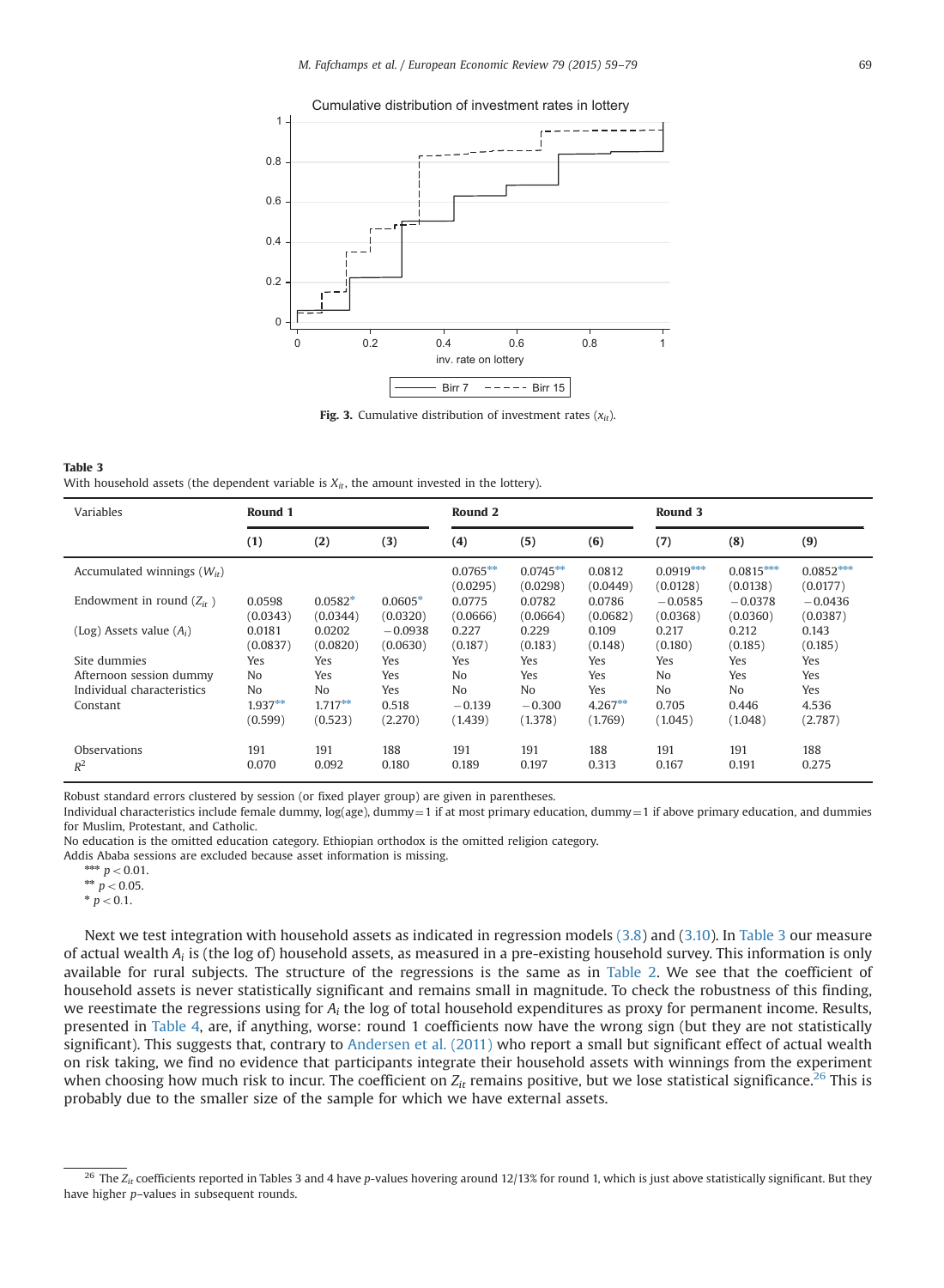**Fig. 3.** Cumulative distribution of investment rates ($x_{it}$).

**Table 3**
With household assets (the dependent variable is $X_{it}$, the amount invested in the lottery).

| Variables | Round 1 | | | Round 2 | | | Round 3 | | |
|---|---|---|---|---|---|---|---|---|---|
| | (1) | (2) | (3) | (4) | (5) | (6) | (7) | (8) | (9) |
| Accumulated winnings ($W_{it}$) | | | | 0.0765** | 0.0745** | 0.0812 | 0.0919*** | 0.0815*** | 0.0852*** |
| | | | | (0.0295) | (0.0298) | (0.0449) | (0.0128) | (0.0138) | (0.0177) |
| Endowment in round ($Z_{it}$ ) | 0.0598 | 0.0582* | 0.0605* | 0.0775 | 0.0782 | 0.0786 | −0.0585 | −0.0378 | −0.0436 |
| | (0.0343) | (0.0344) | (0.0320) | (0.0666) | (0.0664) | (0.0682) | (0.0368) | (0.0360) | (0.0387) |
| (Log) Assets value ($A_i$) | 0.0181 | 0.0202 | −0.0938 | 0.227 | 0.229 | 0.109 | 0.217 | 0.212 | 0.143 |
| | (0.0837) | (0.0820) | (0.0630) | (0.187) | (0.183) | (0.148) | (0.180) | (0.185) | (0.185) |
| Site dummies | Yes | Yes | Yes | Yes | Yes | Yes | Yes | Yes | Yes |
| Afternoon session dummy | No | Yes | Yes | No | Yes | Yes | No | Yes | Yes |
| Individual characteristics | No | No | Yes | No | No | Yes | No | No | Yes |
| Constant | 1.937** | 1.717** | 0.518 | −0.139 | −0.300 | 4.267** | 0.705 | 0.446 | 4.536 |
| | (0.599) | (0.523) | (2.270) | (1.439) | (1.378) | (1.769) | (1.045) | (1.048) | (2.787) |
| Observations | 191 | 191 | 188 | 191 | 191 | 188 | 191 | 191 | 188 |
| $R^2$ | 0.070 | 0.092 | 0.180 | 0.189 | 0.197 | 0.313 | 0.167 | 0.191 | 0.275 |

Robust standard errors clustered by session (or fixed player group) are given in parentheses.
Individual characteristics include female dummy, log(age), dummy = 1 if at most primary education, dummy = 1 if above primary education, and dummies for Muslim, Protestant, and Catholic.
No education is the omitted education category. Ethiopian orthodox is the omitted religion category.
Addis Ababa sessions are excluded because asset information is missing.
*** $p < 0.01$.
** $p < 0.05$.
* $p < 0.1$.

Next we test integration with household assets as indicated in regression models (3.8) and (3.10). In Table 3 our measure of actual wealth $A_i$ is (the log of) household assets, as measured in a pre-existing household survey. This information is only available for rural subjects. The structure of the regressions is the same as in Table 2. We see that the coefficient of household assets is never statistically significant and remains small in magnitude. To check the robustness of this finding, we reestimate the regressions using for $A_i$ the log of total household expenditures as proxy for permanent income. Results, presented in Table 4, are, if anything, worse: round 1 coefficients now have the wrong sign (but they are not statistically significant). This suggests that, contrary to Andersen et al. (2011) who report a small but significant effect of actual wealth on risk taking, we find no evidence that participants integrate their household assets with winnings from the experiment when choosing how much risk to incur. The coefficient on $Z_{it}$ remains positive, but we lose statistical significance.[26] This is probably due to the smaller size of the sample for which we have external assets.

[26] The $Z_{it}$ coefficients reported in Tables 3 and 4 have $p$-values hovering around 12/13% for round 1, which is just above statistically significant. But they have higher $p$-values in subsequent rounds.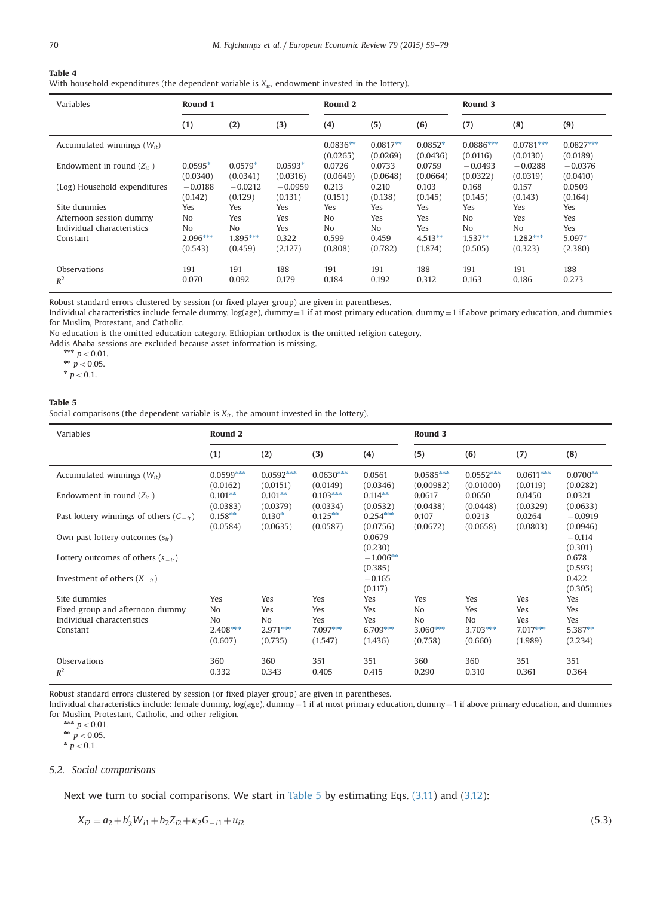**Table 4**
With household expenditures (the dependent variable is $X_{it}$, endowment invested in the lottery).

| Variables | Round 1 | | | Round 2 | | | Round 3 | | |
|---|---|---|---|---|---|---|---|---|---|
| | (1) | (2) | (3) | (4) | (5) | (6) | (7) | (8) | (9) |
| Accumulated winnings ($W_{it}$) | | | | 0.0836** | 0.0817** | 0.0852* | 0.0886*** | 0.0781*** | 0.0827*** |
| | | | | (0.0265) | (0.0269) | (0.0436) | (0.0116) | (0.0130) | (0.0189) |
| Endowment in round ($Z_{it}$ ) | 0.0595* | 0.0579* | 0.0593* | 0.0726 | 0.0733 | 0.0759 | −0.0493 | −0.0288 | −0.0376 |
| | (0.0340) | (0.0341) | (0.0316) | (0.0649) | (0.0648) | (0.0664) | (0.0322) | (0.0319) | (0.0410) |
| (Log) Household expenditures | −0.0188 | −0.0212 | −0.0959 | 0.213 | 0.210 | 0.103 | 0.168 | 0.157 | 0.0503 |
| | (0.142) | (0.129) | (0.131) | (0.151) | (0.138) | (0.145) | (0.145) | (0.143) | (0.164) |
| Site dummies | Yes | Yes | Yes | Yes | Yes | Yes | Yes | Yes | Yes |
| Afternoon session dummy | No | Yes | Yes | No | Yes | Yes | No | Yes | Yes |
| Individual characteristics | No | No | Yes | No | No | Yes | No | No | Yes |
| Constant | 2.096*** | 1.895*** | 0.322 | 0.599 | 0.459 | 4.513** | 1.537** | 1.282*** | 5.097* |
| | (0.543) | (0.459) | (2.127) | (0.808) | (0.782) | (1.874) | (0.505) | (0.323) | (2.380) |
| Observations | 191 | 191 | 188 | 191 | 191 | 188 | 191 | 191 | 188 |
| $R^2$ | 0.070 | 0.092 | 0.179 | 0.184 | 0.192 | 0.312 | 0.163 | 0.186 | 0.273 |

Robust standard errors clustered by session (or fixed player group) are given in parentheses.
Individual characteristics include female dummy, log(age), dummy=1 if at most primary education, dummy=1 if above primary education, and dummies for Muslim, Protestant, and Catholic.
No education is the omitted education category. Ethiopian orthodox is the omitted religion category.
Addis Ababa sessions are excluded because asset information is missing.
*** $p<0.01$.
** $p<0.05$.
* $p<0.1$.

**Table 5**
Social comparisons (the dependent variable is $X_{it}$, the amount invested in the lottery).

| Variables | Round 2 | | | | Round 3 | | | |
|---|---|---|---|---|---|---|---|---|
| | (1) | (2) | (3) | (4) | (5) | (6) | (7) | (8) |
| Accumulated winnings ($W_{it}$) | 0.0599*** | 0.0592*** | 0.0630*** | 0.0561 | 0.0585*** | 0.0552*** | 0.0611*** | 0.0700** |
| | (0.0162) | (0.0151) | (0.0149) | (0.0346) | (0.00982) | (0.01000) | (0.0119) | (0.0282) |
| Endowment in round ($Z_{it}$ ) | 0.101** | 0.101** | 0.103*** | 0.114** | 0.0617 | 0.0650 | 0.0450 | 0.0321 |
| | (0.0383) | (0.0379) | (0.0334) | (0.0532) | (0.0438) | (0.0448) | (0.0329) | (0.0633) |
| Past lottery winnings of others ($G_{-it}$) | 0.158** | 0.130* | 0.125** | 0.254*** | 0.107 | 0.0213 | 0.0264 | −0.0919 |
| | (0.0584) | (0.0635) | (0.0587) | (0.0756) | (0.0672) | (0.0658) | (0.0803) | (0.0946) |
| Own past lottery outcomes ($s_{it}$) | | | | 0.0679 | | | | −0.114 |
| | | | | (0.230) | | | | (0.301) |
| Lottery outcomes of others ($s_{-it}$) | | | | −1.006** | | | | 0.678 |
| | | | | (0.385) | | | | (0.593) |
| Investment of others ($X_{-it}$) | | | | −0.165 | | | | 0.422 |
| | | | | (0.117) | | | | (0.305) |
| Site dummies | Yes | Yes | Yes | Yes | Yes | Yes | Yes | Yes |
| Fixed group and afternoon dummy | No | Yes | Yes | Yes | No | Yes | Yes | Yes |
| Individual characteristics | No | No | Yes | Yes | No | No | Yes | Yes |
| Constant | 2.408*** | 2.971*** | 7.097*** | 6.709*** | 3.060*** | 3.703*** | 7.017*** | 5.387** |
| | (0.607) | (0.735) | (1.547) | (1.436) | (0.758) | (0.660) | (1.989) | (2.234) |
| Observations | 360 | 360 | 351 | 351 | 360 | 360 | 351 | 351 |
| $R^2$ | 0.332 | 0.343 | 0.405 | 0.415 | 0.290 | 0.310 | 0.361 | 0.364 |

Robust standard errors clustered by session (or fixed player group) are given in parentheses.
Individual characteristics include: female dummy, log(age), dummy=1 if at most primary education, dummy=1 if above primary education, and dummies for Muslim, Protestant, Catholic, and other religion.
*** $p<0.01$.
** $p<0.05$.
* $p<0.1$.

### 5.2. Social comparisons

Next we turn to social comparisons. We start in Table 5 by estimating Eqs. (3.11) and (3.12):

$$X_{i2} = a_2 + b_2' W_{i1} + b_2 Z_{i2} + \kappa_2 G_{-i1} + u_{i2} \tag{5.3}$$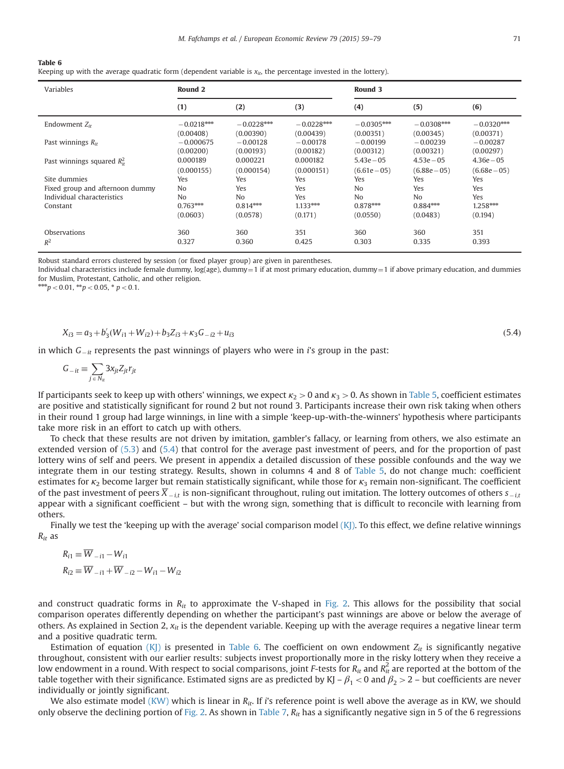**Table 6**
Keeping up with the average quadratic form (dependent variable is $x_{it}$, the percentage invested in the lottery).

| Variables | Round 2 | | | Round 3 | | |
|---|---|---|---|---|---|---|
| | (1) | (2) | (3) | (4) | (5) | (6) |
| Endowment $Z_{it}$ | −0.0218*** | −0.0228*** | −0.0228*** | −0.0305*** | −0.0308*** | −0.0320*** |
| | (0.00408) | (0.00390) | (0.00439) | (0.00351) | (0.00345) | (0.00371) |
| Past winnings $R_{it}$ | −0.000675 | −0.00128 | −0.00178 | −0.00199 | −0.00239 | −0.00287 |
| | (0.00200) | (0.00193) | (0.00182) | (0.00312) | (0.00321) | (0.00297) |
| Past winnings squared $R_{it}^2$ | 0.000189 | 0.000221 | 0.000182 | 5.43e−05 | 4.53e−05 | 4.36e−05 |
| | (0.000155) | (0.000154) | (0.000151) | (6.61e−05) | (6.88e−05) | (6.68e−05) |
| Site dummies | Yes | Yes | Yes | Yes | Yes | Yes |
| Fixed group and afternoon dummy | No | Yes | Yes | No | Yes | Yes |
| Individual characteristics | No | No | Yes | No | No | Yes |
| Constant | 0.763*** | 0.814*** | 1.133*** | 0.878*** | 0.884*** | 1.258*** |
| | (0.0603) | (0.0578) | (0.171) | (0.0550) | (0.0483) | (0.194) |
| Observations | 360 | 360 | 351 | 360 | 360 | 351 |
| $R^2$ | 0.327 | 0.360 | 0.425 | 0.303 | 0.335 | 0.393 |

Robust standard errors clustered by session (or fixed player group) are given in parentheses.
Individual characteristics include female dummy, log(age), dummy=1 if at most primary education, dummy=1 if above primary education, and dummies for Muslim, Protestant, Catholic, and other religion.
***$p<0.01$, **$p<0.05$, * $p<0.1$.

$$X_{i3} = a_3 + b_3'(W_{i1} + W_{i2}) + b_3 Z_{i3} + \kappa_3 G_{-i2} + u_{i3} \tag{5.4}$$

in which $G_{-it}$ represents the past winnings of players who were in $i$'s group in the past:

$$G_{-it} \equiv \sum_{j \in N_{it}} 3x_{jt} Z_{jt} r_{jt}$$

If participants seek to keep up with others' winnings, we expect $\kappa_2 > 0$ and $\kappa_3 > 0$. As shown in Table 5, coefficient estimates are positive and statistically significant for round 2 but not round 3. Participants increase their own risk taking when others in their round 1 group had large winnings, in line with a simple 'keep-up-with-the-winners' hypothesis where participants take more risk in an effort to catch up with others.

To check that these results are not driven by imitation, gambler's fallacy, or learning from others, we also estimate an extended version of (5.3) and (5.4) that control for the average past investment of peers, and for the proportion of past lottery wins of self and peers. We present in appendix a detailed discussion of these possible confounds and the way we integrate them in our testing strategy. Results, shown in columns 4 and 8 of Table 5, do not change much: coefficient estimates for $\kappa_2$ become larger but remain statistically significant, while those for $\kappa_3$ remain non-significant. The coefficient of the past investment of peers $\overline{X}_{-i,t}$ is non-significant throughout, ruling out imitation. The lottery outcomes of others $s_{-i,t}$ appear with a significant coefficient – but with the wrong sign, something that is difficult to reconcile with learning from others.

Finally we test the 'keeping up with the average' social comparison model (KJ). To this effect, we define relative winnings $R_{it}$ as

$$R_{i1} \equiv \overline{W}_{-i1} - W_{i1}$$
$$R_{i2} \equiv \overline{W}_{-i1} + \overline{W}_{-i2} - W_{i1} - W_{i2}$$

and construct quadratic forms in $R_{it}$ to approximate the V-shaped in Fig. 2. This allows for the possibility that social comparison operates differently depending on whether the participant's past winnings are above or below the average of others. As explained in Section 2, $x_{it}$ is the dependent variable. Keeping up with the average requires a negative linear term and a positive quadratic term.

Estimation of equation (KJ) is presented in Table 6. The coefficient on own endowment $Z_{it}$ is significantly negative throughout, consistent with our earlier results: subjects invest proportionally more in the risky lottery when they receive a low endowment in a round. With respect to social comparisons, joint $F$-tests for $R_{it}$ and $R_{it}^2$ are reported at the bottom of the table together with their significance. Estimated signs are as predicted by KJ – $\beta_1 < 0$ and $\beta_2 > 2$ – but coefficients are never individually or jointly significant.

We also estimate model (KW) which is linear in $R_{it}$. If $i$'s reference point is well above the average as in KW, we should only observe the declining portion of Fig. 2. As shown in Table 7, $R_{it}$ has a significantly negative sign in 5 of the 6 regressions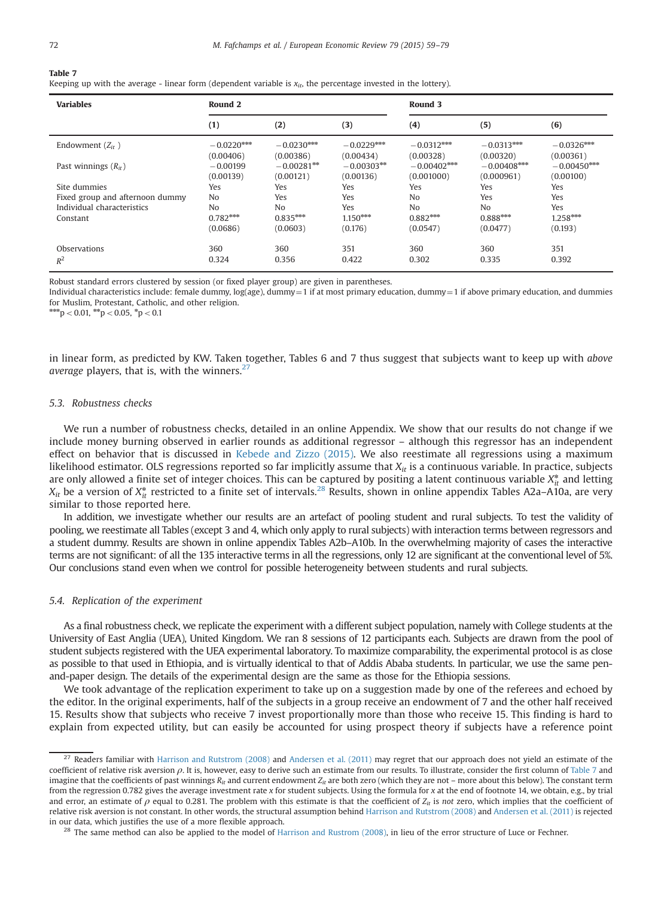**Table 7**
Keeping up with the average - linear form (dependent variable is $x_{it}$, the percentage invested in the lottery).

| Variables | Round 2 | | | Round 3 | | |
|---|---|---|---|---|---|---|
| | (1) | (2) | (3) | (4) | (5) | (6) |
| Endowment ($Z_{it}$ ) | −0.0220*** | −0.0230*** | −0.0229*** | −0.0312*** | −0.0313*** | −0.0326*** |
| | (0.00406) | (0.00386) | (0.00434) | (0.00328) | (0.00320) | (0.00361) |
| Past winnings ($R_{it}$) | −0.00199 | −0.00281** | −0.00303** | −0.00402*** | −0.00408*** | −0.00450*** |
| | (0.00139) | (0.00121) | (0.00136) | (0.001000) | (0.000961) | (0.00100) |
| Site dummies | Yes | Yes | Yes | Yes | Yes | Yes |
| Fixed group and afternoon dummy | No | Yes | Yes | No | Yes | Yes |
| Individual characteristics | No | No | Yes | No | No | Yes |
| Constant | 0.782*** | 0.835*** | 1.150*** | 0.882*** | 0.888*** | 1.258*** |
| | (0.0686) | (0.0603) | (0.176) | (0.0547) | (0.0477) | (0.193) |
| Observations | 360 | 360 | 351 | 360 | 360 | 351 |
| $R^2$ | 0.324 | 0.356 | 0.422 | 0.302 | 0.335 | 0.392 |

Robust standard errors clustered by session (or fixed player group) are given in parentheses.
Individual characteristics include: female dummy, log(age), dummy=1 if at most primary education, dummy=1 if above primary education, and dummies for Muslim, Protestant, Catholic, and other religion.
***$p < 0.01$, **$p < 0.05$, *$p < 0.1$

in linear form, as predicted by KW. Taken together, Tables 6 and 7 thus suggest that subjects want to keep up with *above average* players, that is, with the winners.[27]

### 5.3. Robustness checks

We run a number of robustness checks, detailed in an online Appendix. We show that our results do not change if we include money burning observed in earlier rounds as additional regressor – although this regressor has an independent effect on behavior that is discussed in Kebede and Zizzo (2015). We also reestimate all regressions using a maximum likelihood estimator. OLS regressions reported so far implicitly assume that $X_{it}$ is a continuous variable. In practice, subjects are only allowed a finite set of integer choices. This can be captured by positing a latent continuous variable $X_{it}^*$ and letting $X_{it}$ be a version of $X_{it}^*$ restricted to a finite set of intervals.[28] Results, shown in online appendix Tables A2a–A10a, are very similar to those reported here.

In addition, we investigate whether our results are an artefact of pooling student and rural subjects. To test the validity of pooling, we reestimate all Tables (except 3 and 4, which only apply to rural subjects) with interaction terms between regressors and a student dummy. Results are shown in online appendix Tables A2b–A10b. In the overwhelming majority of cases the interactive terms are not significant: of all the 135 interactive terms in all the regressions, only 12 are significant at the conventional level of 5%. Our conclusions stand even when we control for possible heterogeneity between students and rural subjects.

### 5.4. Replication of the experiment

As a final robustness check, we replicate the experiment with a different subject population, namely with College students at the University of East Anglia (UEA), United Kingdom. We ran 8 sessions of 12 participants each. Subjects are drawn from the pool of student subjects registered with the UEA experimental laboratory. To maximize comparability, the experimental protocol is as close as possible to that used in Ethiopia, and is virtually identical to that of Addis Ababa students. In particular, we use the same pen-and-paper design. The details of the experimental design are the same as those for the Ethiopia sessions.

We took advantage of the replication experiment to take up on a suggestion made by one of the referees and echoed by the editor. In the original experiments, half of the subjects in a group receive an endowment of 7 and the other half received 15. Results show that subjects who receive 7 invest proportionally more than those who receive 15. This finding is hard to explain from expected utility, but can easily be accounted for using prospect theory if subjects have a reference point

[27] Readers familiar with Harrison and Rutstrom (2008) and Andersen et al. (2011) may regret that our approach does not yield an estimate of the coefficient of relative risk aversion $\rho$. It is, however, easy to derive such an estimate from our results. To illustrate, consider the first column of Table 7 and imagine that the coefficients of past winnings $R_{it}$ and current endowment $Z_{it}$ are both zero (which they are not – more about this below). The constant term from the regression 0.782 gives the average investment rate $x$ for student subjects. Using the formula for $x$ at the end of footnote 14, we obtain, e.g., by trial and error, an estimate of $\rho$ equal to 0.281. The problem with this estimate is that the coefficient of $Z_{it}$ is *not* zero, which implies that the coefficient of relative risk aversion is not constant. In other words, the structural assumption behind Harrison and Rutstrom (2008) and Andersen et al. (2011) is rejected in our data, which justifies the use of a more flexible approach.

[28] The same method can also be applied to the model of Harrison and Rustrom (2008), in lieu of the error structure of Luce or Fechner.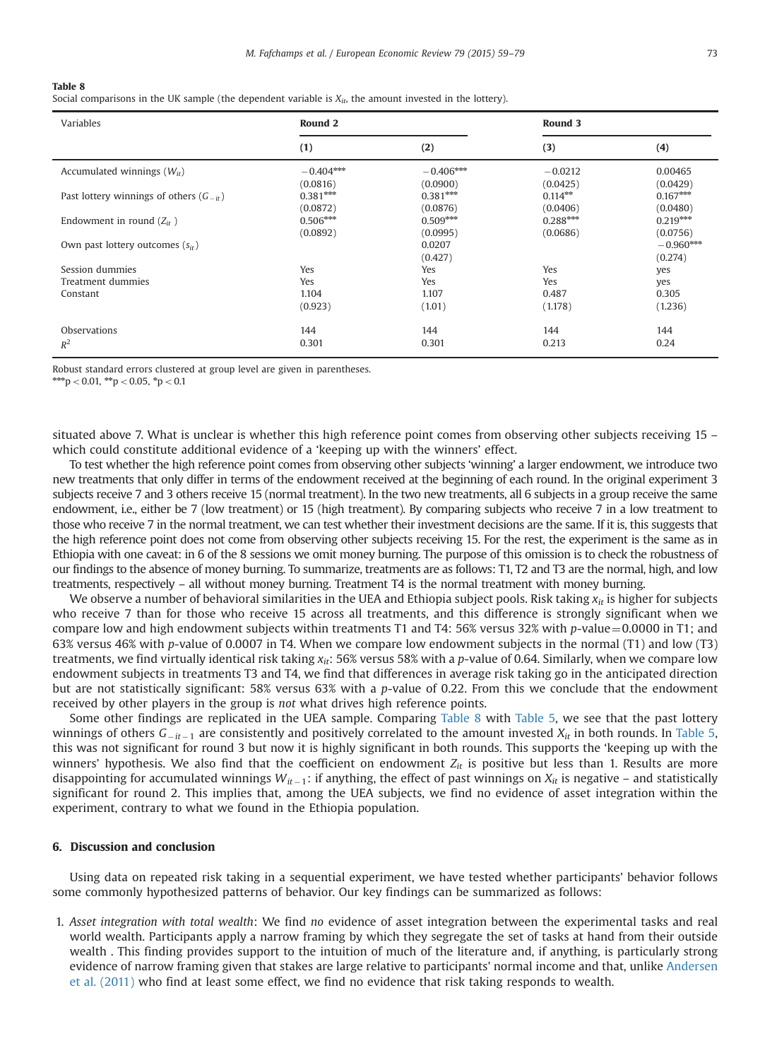**Table 8**
Social comparisons in the UK sample (the dependent variable is $X_{it}$, the amount invested in the lottery).

| Variables | Round 2 | | Round 3 | |
|---|---|---|---|---|
| | (1) | (2) | (3) | (4) |
| Accumulated winnings ($W_{it}$) | −0.404*** | −0.406*** | −0.0212 | 0.00465 |
| | (0.0816) | (0.0900) | (0.0425) | (0.0429) |
| Past lottery winnings of others ($G_{-it}$) | 0.381*** | 0.381*** | 0.114** | 0.167*** |
| | (0.0872) | (0.0876) | (0.0406) | (0.0480) |
| Endowment in round ($Z_{it}$ ) | 0.506*** | 0.509*** | 0.288*** | 0.219*** |
| | (0.0892) | (0.0995) | (0.0686) | (0.0756) |
| Own past lottery outcomes ($s_{it}$) | | 0.0207 | | −0.960*** |
| | | (0.427) | | (0.274) |
| Session dummies | Yes | Yes | Yes | yes |
| Treatment dummies | Yes | Yes | Yes | yes |
| Constant | 1.104 | 1.107 | 0.487 | 0.305 |
| | (0.923) | (1.01) | (1.178) | (1.236) |
| Observations | 144 | 144 | 144 | 144 |
| $R^2$ | 0.301 | 0.301 | 0.213 | 0.24 |

Robust standard errors clustered at group level are given in parentheses.
***p < 0.01, **p < 0.05, *p < 0.1

situated above 7. What is unclear is whether this high reference point comes from observing other subjects receiving 15 – which could constitute additional evidence of a 'keeping up with the winners' effect.

To test whether the high reference point comes from observing other subjects 'winning' a larger endowment, we introduce two new treatments that only differ in terms of the endowment received at the beginning of each round. In the original experiment 3 subjects receive 7 and 3 others receive 15 (normal treatment). In the two new treatments, all 6 subjects in a group receive the same endowment, i.e., either be 7 (low treatment) or 15 (high treatment). By comparing subjects who receive 7 in a low treatment to those who receive 7 in the normal treatment, we can test whether their investment decisions are the same. If it is, this suggests that the high reference point does not come from observing other subjects receiving 15. For the rest, the experiment is the same as in Ethiopia with one caveat: in 6 of the 8 sessions we omit money burning. The purpose of this omission is to check the robustness of our findings to the absence of money burning. To summarize, treatments are as follows: T1, T2 and T3 are the normal, high, and low treatments, respectively – all without money burning. Treatment T4 is the normal treatment with money burning.

We observe a number of behavioral similarities in the UEA and Ethiopia subject pools. Risk taking $x_{it}$ is higher for subjects who receive 7 than for those who receive 15 across all treatments, and this difference is strongly significant when we compare low and high endowment subjects within treatments T1 and T4: 56% versus 32% with $p$-value=0.0000 in T1; and 63% versus 46% with $p$-value of 0.0007 in T4. When we compare low endowment subjects in the normal (T1) and low (T3) treatments, we find virtually identical risk taking $x_{it}$: 56% versus 58% with a $p$-value of 0.64. Similarly, when we compare low endowment subjects in treatments T3 and T4, we find that differences in average risk taking go in the anticipated direction but are not statistically significant: 58% versus 63% with a $p$-value of 0.22. From this we conclude that the endowment received by other players in the group is *not* what drives high reference points.

Some other findings are replicated in the UEA sample. Comparing Table 8 with Table 5, we see that the past lottery winnings of others $G_{-it-1}$ are consistently and positively correlated to the amount invested $X_{it}$ in both rounds. In Table 5, this was not significant for round 3 but now it is highly significant in both rounds. This supports the 'keeping up with the winners' hypothesis. We also find that the coefficient on endowment $Z_{it}$ is positive but less than 1. Results are more disappointing for accumulated winnings $W_{it-1}$: if anything, the effect of past winnings on $X_{it}$ is negative – and statistically significant for round 2. This implies that, among the UEA subjects, we find no evidence of asset integration within the experiment, contrary to what we found in the Ethiopia population.

## 6. Discussion and conclusion

Using data on repeated risk taking in a sequential experiment, we have tested whether participants' behavior follows some commonly hypothesized patterns of behavior. Our key findings can be summarized as follows:

1. *Asset integration with total wealth*: We find *no* evidence of asset integration between the experimental tasks and real world wealth. Participants apply a narrow framing by which they segregate the set of tasks at hand from their outside wealth . This finding provides support to the intuition of much of the literature and, if anything, is particularly strong evidence of narrow framing given that stakes are large relative to participants' normal income and that, unlike Andersen et al. (2011) who find at least some effect, we find no evidence that risk taking responds to wealth.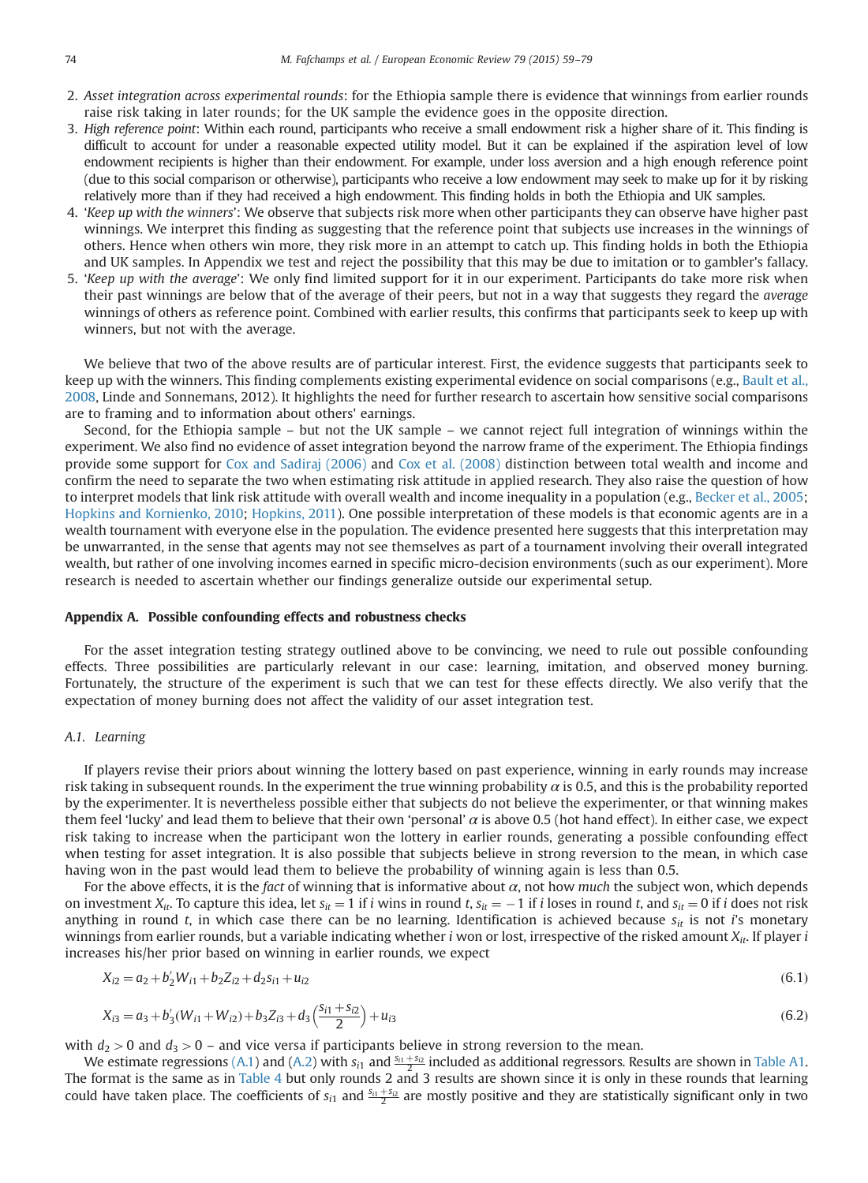2. *Asset integration across experimental rounds*: for the Ethiopia sample there is evidence that winnings from earlier rounds raise risk taking in later rounds; for the UK sample the evidence goes in the opposite direction.
3. *High reference point*: Within each round, participants who receive a small endowment risk a higher share of it. This finding is difficult to account for under a reasonable expected utility model. But it can be explained if the aspiration level of low endowment recipients is higher than their endowment. For example, under loss aversion and a high enough reference point (due to this social comparison or otherwise), participants who receive a low endowment may seek to make up for it by risking relatively more than if they had received a high endowment. This finding holds in both the Ethiopia and UK samples.
4. '*Keep up with the winners*': We observe that subjects risk more when other participants they can observe have higher past winnings. We interpret this finding as suggesting that the reference point that subjects use increases in the winnings of others. Hence when others win more, they risk more in an attempt to catch up. This finding holds in both the Ethiopia and UK samples. In Appendix we test and reject the possibility that this may be due to imitation or to gambler's fallacy.
5. '*Keep up with the average*': We only find limited support for it in our experiment. Participants do take more risk when their past winnings are below that of the average of their peers, but not in a way that suggests they regard the *average* winnings of others as reference point. Combined with earlier results, this confirms that participants seek to keep up with winners, but not with the average.

We believe that two of the above results are of particular interest. First, the evidence suggests that participants seek to keep up with the winners. This finding complements existing experimental evidence on social comparisons (e.g., Bault et al., 2008, Linde and Sonnemans, 2012). It highlights the need for further research to ascertain how sensitive social comparisons are to framing and to information about others' earnings.

Second, for the Ethiopia sample – but not the UK sample – we cannot reject full integration of winnings within the experiment. We also find no evidence of asset integration beyond the narrow frame of the experiment. The Ethiopia findings provide some support for Cox and Sadiraj (2006) and Cox et al. (2008) distinction between total wealth and income and confirm the need to separate the two when estimating risk attitude in applied research. They also raise the question of how to interpret models that link risk attitude with overall wealth and income inequality in a population (e.g., Becker et al., 2005; Hopkins and Kornienko, 2010; Hopkins, 2011). One possible interpretation of these models is that economic agents are in a wealth tournament with everyone else in the population. The evidence presented here suggests that this interpretation may be unwarranted, in the sense that agents may not see themselves as part of a tournament involving their overall integrated wealth, but rather of one involving incomes earned in specific micro-decision environments (such as our experiment). More research is needed to ascertain whether our findings generalize outside our experimental setup.

## Appendix A. Possible confounding effects and robustness checks

For the asset integration testing strategy outlined above to be convincing, we need to rule out possible confounding effects. Three possibilities are particularly relevant in our case: learning, imitation, and observed money burning. Fortunately, the structure of the experiment is such that we can test for these effects directly. We also verify that the expectation of money burning does not affect the validity of our asset integration test.

### A.1. Learning

If players revise their priors about winning the lottery based on past experience, winning in early rounds may increase risk taking in subsequent rounds. In the experiment the true winning probability $\alpha$ is 0.5, and this is the probability reported by the experimenter. It is nevertheless possible either that subjects do not believe the experimenter, or that winning makes them feel 'lucky' and lead them to believe that their own 'personal' $\alpha$ is above 0.5 (hot hand effect). In either case, we expect risk taking to increase when the participant won the lottery in earlier rounds, generating a possible confounding effect when testing for asset integration. It is also possible that subjects believe in strong reversion to the mean, in which case having won in the past would lead them to believe the probability of winning again is less than 0.5.

For the above effects, it is the *fact* of winning that is informative about $\alpha$, not how *much* the subject won, which depends on investment $X_{it}$. To capture this idea, let $s_{it}=1$ if $i$ wins in round $t$, $s_{it}=-1$ if $i$ loses in round $t$, and $s_{it}=0$ if $i$ does not risk anything in round $t$, in which case there can be no learning. Identification is achieved because $s_{it}$ is not $i$'s monetary winnings from earlier rounds, but a variable indicating whether $i$ won or lost, irrespective of the risked amount $X_{it}$. If player $i$ increases his/her prior based on winning in earlier rounds, we expect

$$X_{i2} = a_2 + b_2' W_{i1} + b_2 Z_{i2} + d_2 s_{i1} + u_{i2} \tag{6.1}$$

$$X_{i3} = a_3 + b_3'(W_{i1}+W_{i2}) + b_3 Z_{i3} + d_3\left(\frac{s_{i1}+s_{i2}}{2}\right) + u_{i3} \tag{6.2}$$

with $d_2>0$ and $d_3>0$ – and vice versa if participants believe in strong reversion to the mean.

We estimate regressions (A.1) and (A.2) with $s_{i1}$ and $\frac{s_{i1}+s_{i2}}{2}$ included as additional regressors. Results are shown in Table A1. The format is the same as in Table 4 but only rounds 2 and 3 results are shown since it is only in these rounds that learning could have taken place. The coefficients of $s_{i1}$ and $\frac{s_{i1}+s_{i2}}{2}$ are mostly positive and they are statistically significant only in two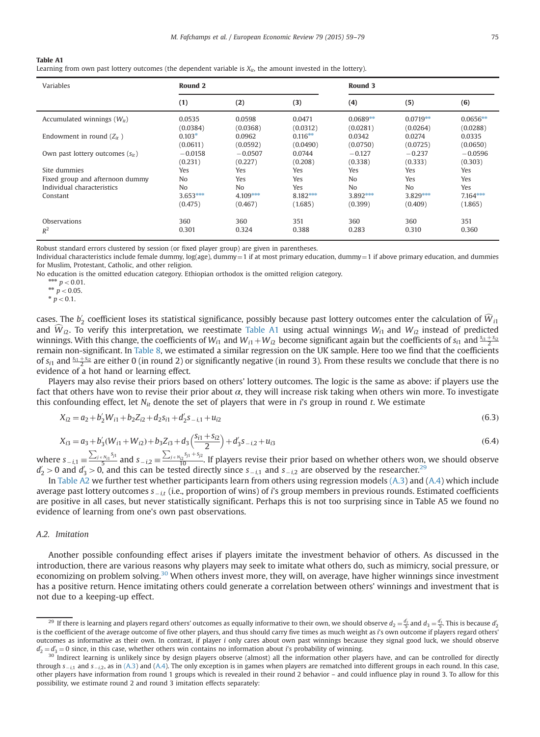**Table A1**
Learning from own past lottery outcomes (the dependent variable is $X_{it}$, the amount invested in the lottery).

| Variables | Round 2 | | | Round 3 | | |
|---|---|---|---|---|---|---|
| | (1) | (2) | (3) | (4) | (5) | (6) |
| Accumulated winnings ($W_{it}$) | 0.0535 | 0.0598 | 0.0471 | 0.0689** | 0.0719** | 0.0656** |
| | (0.0384) | (0.0368) | (0.0312) | (0.0281) | (0.0264) | (0.0288) |
| Endowment in round ($Z_{it}$ ) | 0.103* | 0.0962 | 0.116** | 0.0342 | 0.0274 | 0.0335 |
| | (0.0611) | (0.0592) | (0.0490) | (0.0750) | (0.0725) | (0.0650) |
| Own past lottery outcomes ($s_{it}$) | −0.0158 | −0.0507 | 0.0744 | −0.127 | −0.237 | −0.0596 |
| | (0.231) | (0.227) | (0.208) | (0.338) | (0.333) | (0.303) |
| Site dummies | Yes | Yes | Yes | Yes | Yes | Yes |
| Fixed group and afternoon dummy | No | Yes | Yes | No | Yes | Yes |
| Individual characteristics | No | No | Yes | No | No | Yes |
| Constant | 3.653*** | 4.109*** | 8.182*** | 3.892*** | 3.829*** | 7.164*** |
| | (0.475) | (0.467) | (1.685) | (0.399) | (0.409) | (1.865) |
| Observations | 360 | 360 | 351 | 360 | 360 | 351 |
| $R^2$ | 0.301 | 0.324 | 0.388 | 0.283 | 0.310 | 0.360 |

Robust standard errors clustered by session (or fixed player group) are given in parentheses.
Individual characteristics include female dummy, log(age), dummy=1 if at most primary education, dummy=1 if above primary education, and dummies for Muslim, Protestant, Catholic, and other religion.
No education is the omitted education category. Ethiopian orthodox is the omitted religion category.
*** $p<0.01$.
** $p<0.05$.
* $p<0.1$.

cases. The $b_2'$ coefficient loses its statistical significance, possibly because past lottery outcomes enter the calculation of $\widehat{W}_{i1}$ and $\widehat{W}_{i2}$. To verify this interpretation, we reestimate Table A1 using actual winnings $W_{i1}$ and $W_{i2}$ instead of predicted winnings. With this change, the coefficients of $W_{i1}$ and $W_{i1}+W_{i2}$ become significant again but the coefficients of $s_{i1}$ and $\frac{s_{i1}+s_{i2}}{2}$ remain non-significant. In Table 8, we estimated a similar regression on the UK sample. Here too we find that the coefficients of $s_{i1}$ and $\frac{s_{i1}+s_{i2}}{2}$ are either 0 (in round 2) or significantly negative (in round 3). From these results we conclude that there is no evidence of a hot hand or learning effect.

Players may also revise their priors based on others' lottery outcomes. The logic is the same as above: if players use the fact that others have won to revise their prior about $\alpha$, they will increase risk taking when others win more. To investigate this confounding effect, let $N_{it}$ denote the set of players that were in $i$'s group in round $t$. We estimate

$$X_{i2} = a_2 + b_2' W_{i1} + b_2 Z_{i2} + d_2 s_{i1} + d_2' s_{-i,1} + u_{i2} \tag{6.3}$$

$$X_{i3} = a_3 + b_3'(W_{i1}+W_{i2}) + b_3 Z_{i3} + d_3\left(\frac{s_{i1}+s_{i2}}{2}\right) + d_3' s_{-i,2} + u_{i3} \tag{6.4}$$

where $s_{-i,1} \equiv \frac{\sum_{j \in N_{i1}} s_{j1}}{5}$ and $s_{-i,2} \equiv \frac{\sum_{j \in N_{i2}} s_{j1}+s_{j2}}{10}$. If players revise their prior based on whether others won, we should observe $d_2'>0$ and $d_3'>0$, and this can be tested directly since $s_{-i,1}$ and $s_{-i,2}$ are observed by the researcher.[29]

In Table A2 we further test whether participants learn from others using regression models (A.3) and (A.4) which include average past lottery outcomes $s_{-i,t}$ (i.e., proportion of wins) of $i$'s group members in previous rounds. Estimated coefficients are positive in all cases, but never statistically significant. Perhaps this is not too surprising since in Table A5 we found no evidence of learning from one's own past observations.

## A.2. Imitation

Another possible confounding effect arises if players imitate the investment behavior of others. As discussed in the introduction, there are various reasons why players may seek to imitate what others do, such as mimicry, social pressure, or economizing on problem solving.[30] When others invest more, they will, on average, have higher winnings since investment has a positive return. Hence imitating others could generate a correlation between others' winnings and investment that is not due to a keeping-up effect.

[29] If there is learning and players regard others' outcomes as equally informative to their own, we should observe $d_2 = \frac{d_2'}{5}$ and $d_3 = \frac{d_3'}{5}$. This is because $d_2'$ is the coefficient of the average outcome of five other players, and thus should carry five times as much weight as $i$'s own outcome if players regard others' outcomes as informative as their own. In contrast, if player $i$ only cares about own past winnings because they signal good luck, we should observe $d_2' = d_3' = 0$ since, in this case, whether others win contains no information about $i$'s probability of winning.

[30] Indirect learning is unlikely since by design players observe (almost) all the information other players have, and can be controlled for directly through $s_{-i,1}$ and $s_{-i,2}$, as in (A.3) and (A.4). The only exception is in games when players are rematched into different groups in each round. In this case, other players have information from round 1 groups which is revealed in their round 2 behavior – and could influence play in round 3. To allow for this possibility, we estimate round 2 and round 3 imitation effects separately: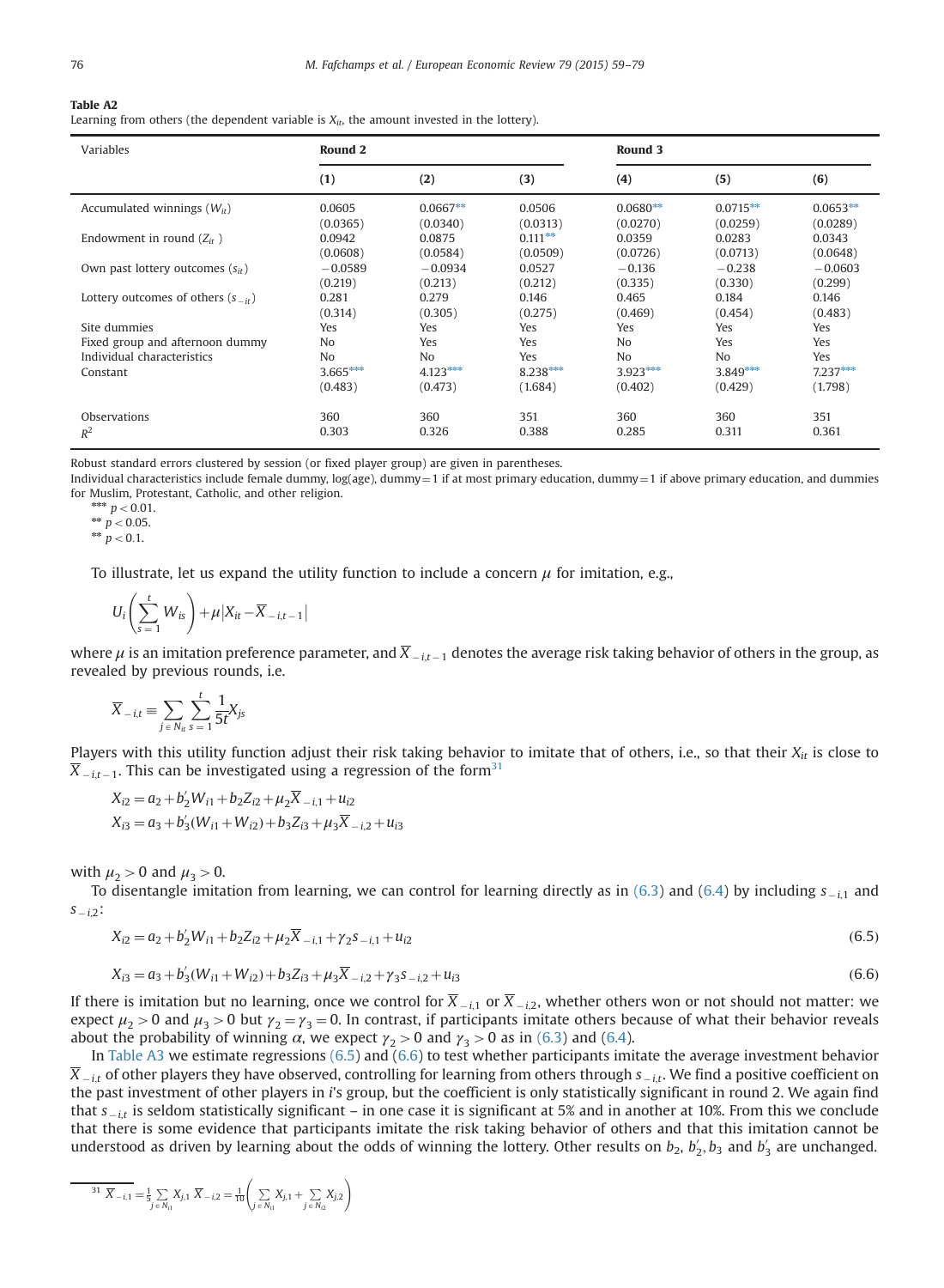**Table A2**
Learning from others (the dependent variable is $X_{it}$, the amount invested in the lottery).

| Variables | Round 2 | | | Round 3 | | |
|---|---|---|---|---|---|---|
| | (1) | (2) | (3) | (4) | (5) | (6) |
| Accumulated winnings ($W_{it}$) | 0.0605 | 0.0667** | 0.0506 | 0.0680** | 0.0715** | 0.0653** |
| | (0.0365) | (0.0340) | (0.0313) | (0.0270) | (0.0259) | (0.0289) |
| Endowment in round ($Z_{it}$ ) | 0.0942 | 0.0875 | 0.111** | 0.0359 | 0.0283 | 0.0343 |
| | (0.0608) | (0.0584) | (0.0509) | (0.0726) | (0.0713) | (0.0648) |
| Own past lottery outcomes ($s_{it}$) | −0.0589 | −0.0934 | 0.0527 | −0.136 | −0.238 | −0.0603 |
| | (0.219) | (0.213) | (0.212) | (0.335) | (0.330) | (0.299) |
| Lottery outcomes of others ($s_{-it}$) | 0.281 | 0.279 | 0.146 | 0.465 | 0.184 | 0.146 |
| | (0.314) | (0.305) | (0.275) | (0.469) | (0.454) | (0.483) |
| Site dummies | Yes | Yes | Yes | Yes | Yes | Yes |
| Fixed group and afternoon dummy | No | Yes | Yes | No | Yes | Yes |
| Individual characteristics | No | No | Yes | No | No | Yes |
| Constant | 3.665*** | 4.123*** | 8.238*** | 3.923*** | 3.849*** | 7.237*** |
| | (0.483) | (0.473) | (1.684) | (0.402) | (0.429) | (1.798) |
| Observations | 360 | 360 | 351 | 360 | 360 | 351 |
| $R^2$ | 0.303 | 0.326 | 0.388 | 0.285 | 0.311 | 0.361 |

Robust standard errors clustered by session (or fixed player group) are given in parentheses.
Individual characteristics include female dummy, log(age), dummy=1 if at most primary education, dummy=1 if above primary education, and dummies for Muslim, Protestant, Catholic, and other religion.
*** $p<0.01$.
** $p<0.05$.
** $p<0.1$.

To illustrate, let us expand the utility function to include a concern $\mu$ for imitation, e.g.,

$$U_i\left(\sum_{s=1}^{t} W_{is}\right)+\mu\left|X_{it}-\overline{X}_{-i,t-1}\right|$$

where $\mu$ is an imitation preference parameter, and $\overline{X}_{-i,t-1}$ denotes the average risk taking behavior of others in the group, as revealed by previous rounds, i.e.

$$\overline{X}_{-i,t} \equiv \sum_{j \in N_{it}} \sum_{s=1}^{t} \frac{1}{5t} X_{js}$$

Players with this utility function adjust their risk taking behavior to imitate that of others, i.e., so that their $X_{it}$ is close to $\overline{X}_{-i,t-1}$. This can be investigated using a regression of the form[31]

$$X_{i2} = a_2 + b_2' W_{i1} + b_2 Z_{i2} + \mu_2 \overline{X}_{-i,1} + u_{i2}$$
$$X_{i3} = a_3 + b_3'(W_{i1}+W_{i2}) + b_3 Z_{i3} + \mu_3 \overline{X}_{-i,2} + u_{i3}$$

with $\mu_2>0$ and $\mu_3>0$.

To disentangle imitation from learning, we can control for learning directly as in (6.3) and (6.4) by including $s_{-i,1}$ and $s_{-i,2}$:

$$X_{i2} = a_2 + b_2' W_{i1} + b_2 Z_{i2} + \mu_2 \overline{X}_{-i,1} + \gamma_2 s_{-i,1} + u_{i2} \tag{6.5}$$

$$X_{i3} = a_3 + b_3'(W_{i1}+W_{i2}) + b_3 Z_{i3} + \mu_3 \overline{X}_{-i,2} + \gamma_3 s_{-i,2} + u_{i3} \tag{6.6}$$

If there is imitation but no learning, once we control for $\overline{X}_{-i,1}$ or $\overline{X}_{-i,2}$, whether others won or not should not matter: we expect $\mu_2>0$ and $\mu_3>0$ but $\gamma_2=\gamma_3=0$. In contrast, if participants imitate others because of what their behavior reveals about the probability of winning $\alpha$, we expect $\gamma_2>0$ and $\gamma_3>0$ as in (6.3) and (6.4).

In Table A3 we estimate regressions (6.5) and (6.6) to test whether participants imitate the average investment behavior $\overline{X}_{-i,t}$ of other players they have observed, controlling for learning from others through $s_{-i,t}$. We find a positive coefficient on the past investment of other players in $i$'s group, but the coefficient is only statistically significant in round 2. We again find that $s_{-i,t}$ is seldom statistically significant – in one case it is significant at 5% and in another at 10%. From this we conclude that there is some evidence that participants imitate the risk taking behavior of others and that this imitation cannot be understood as driven by learning about the odds of winning the lottery. Other results on $b_2$, $b_2'$, $b_3$ and $b_3'$ are unchanged.

[31] $\overline{X}_{-i,1} = \frac{1}{5}\sum_{j \in N_{i1}} X_{j,1}$ $\overline{X}_{-i,2} = \frac{1}{10}\left(\sum_{j \in N_{i1}} X_{j,1} + \sum_{j \in N_{i2}} X_{j,2}\right)$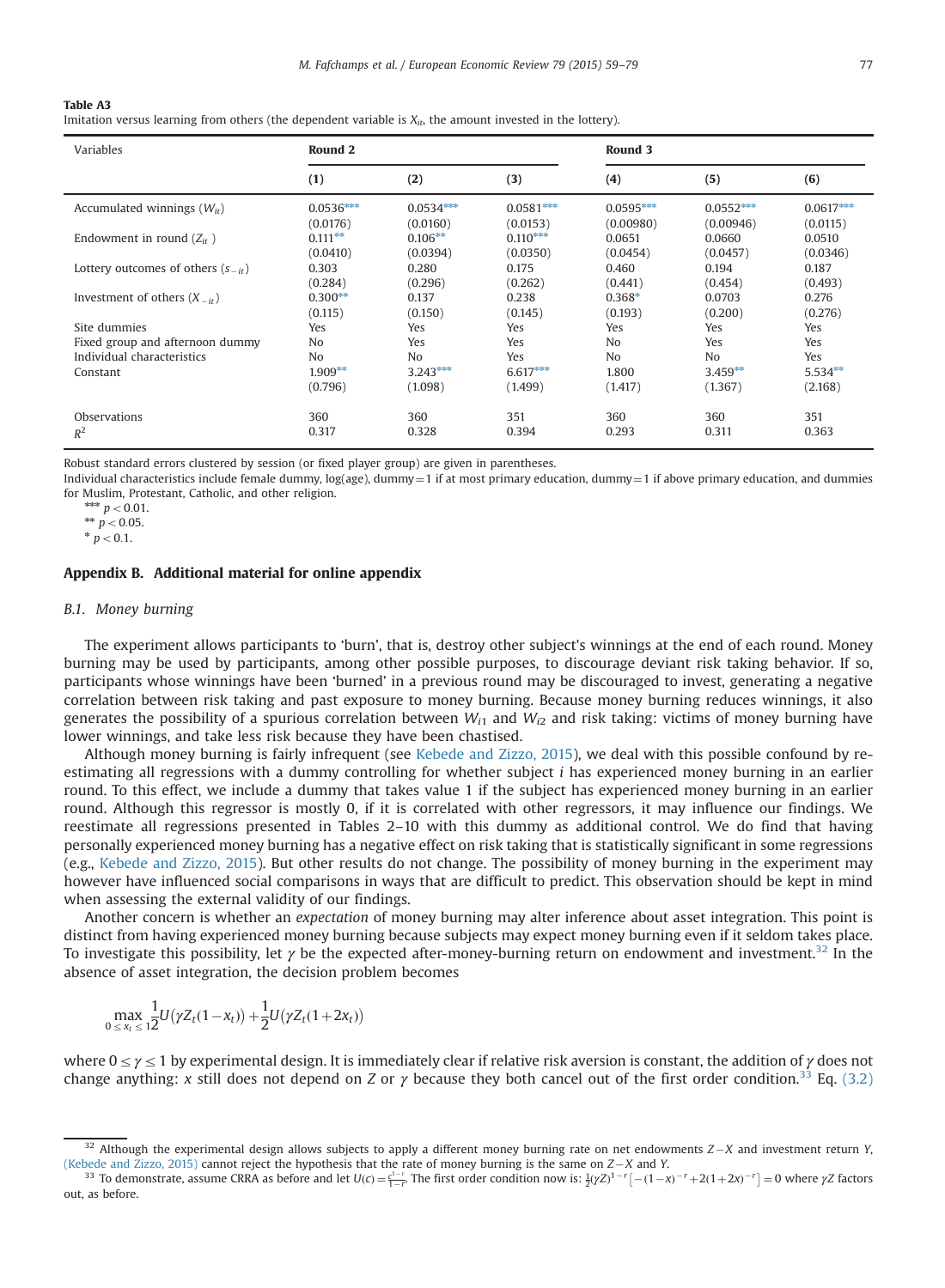**Table A3**
Imitation versus learning from others (the dependent variable is $X_{it}$, the amount invested in the lottery).

| Variables | Round 2 | | | Round 3 | | |
|---|---|---|---|---|---|---|
| | (1) | (2) | (3) | (4) | (5) | (6) |
| Accumulated winnings ($W_{it}$) | 0.0536*** | 0.0534*** | 0.0581*** | 0.0595*** | 0.0552*** | 0.0617*** |
| | (0.0176) | (0.0160) | (0.0153) | (0.00980) | (0.00946) | (0.0115) |
| Endowment in round ($Z_{it}$ ) | 0.111** | 0.106** | 0.110*** | 0.0651 | 0.0660 | 0.0510 |
| | (0.0410) | (0.0394) | (0.0350) | (0.0454) | (0.0457) | (0.0346) |
| Lottery outcomes of others ($s_{-it}$) | 0.303 | 0.280 | 0.175 | 0.460 | 0.194 | 0.187 |
| | (0.284) | (0.296) | (0.262) | (0.441) | (0.454) | (0.493) |
| Investment of others ($X_{-it}$) | 0.300** | 0.137 | 0.238 | 0.368* | 0.0703 | 0.276 |
| | (0.115) | (0.150) | (0.145) | (0.193) | (0.200) | (0.276) |
| Site dummies | Yes | Yes | Yes | Yes | Yes | Yes |
| Fixed group and afternoon dummy | No | Yes | Yes | No | Yes | Yes |
| Individual characteristics | No | No | Yes | No | No | Yes |
| Constant | 1.909** | 3.243*** | 6.617*** | 1.800 | 3.459** | 5.534** |
| | (0.796) | (1.098) | (1.499) | (1.417) | (1.367) | (2.168) |
| Observations | 360 | 360 | 351 | 360 | 360 | 351 |
| $R^2$ | 0.317 | 0.328 | 0.394 | 0.293 | 0.311 | 0.363 |

Robust standard errors clustered by session (or fixed player group) are given in parentheses.
Individual characteristics include female dummy, log(age), dummy = 1 if at most primary education, dummy = 1 if above primary education, and dummies for Muslim, Protestant, Catholic, and other religion.
*** $p < 0.01$.
** $p < 0.05$.
* $p < 0.1$.

## Appendix B. Additional material for online appendix

### B.1. Money burning

The experiment allows participants to 'burn', that is, destroy other subject's winnings at the end of each round. Money burning may be used by participants, among other possible purposes, to discourage deviant risk taking behavior. If so, participants whose winnings have been 'burned' in a previous round may be discouraged to invest, generating a negative correlation between risk taking and past exposure to money burning. Because money burning reduces winnings, it also generates the possibility of a spurious correlation between $W_{i1}$ and $W_{i2}$ and risk taking: victims of money burning have lower winnings, and take less risk because they have been chastised.

Although money burning is fairly infrequent (see Kebede and Zizzo, 2015), we deal with this possible confound by re-estimating all regressions with a dummy controlling for whether subject $i$ has experienced money burning in an earlier round. To this effect, we include a dummy that takes value 1 if the subject has experienced money burning in an earlier round. Although this regressor is mostly 0, if it is correlated with other regressors, it may influence our findings. We reestimate all regressions presented in Tables 2–10 with this dummy as additional control. We do find that having personally experienced money burning has a negative effect on risk taking that is statistically significant in some regressions (e.g., Kebede and Zizzo, 2015). But other results do not change. The possibility of money burning in the experiment may however have influenced social comparisons in ways that are difficult to predict. This observation should be kept in mind when assessing the external validity of our findings.

Another concern is whether an *expectation* of money burning may alter inference about asset integration. This point is distinct from having experienced money burning because subjects may expect money burning even if it seldom takes place. To investigate this possibility, let $\gamma$ be the expected after-money-burning return on endowment and investment.[32] In the absence of asset integration, the decision problem becomes

$$\max_{0 \le x_t \le 1} \frac{1}{2} U(\gamma Z_t (1 - x_t)) + \frac{1}{2} U(\gamma Z_t (1 + 2x_t))$$

where $0 \le \gamma \le 1$ by experimental design. It is immediately clear if relative risk aversion is constant, the addition of $\gamma$ does not change anything: $x$ still does not depend on $Z$ or $\gamma$ because they both cancel out of the first order condition.[33] Eq. (3.2)

[32] Although the experimental design allows subjects to apply a different money burning rate on net endowments $Z - X$ and investment return $Y$, (Kebede and Zizzo, 2015) cannot reject the hypothesis that the rate of money burning is the same on $Z - X$ and $Y$.

[33] To demonstrate, assume CRRA as before and let $U(c) = \frac{c^{1-r}}{1-r}$. The first order condition now is: $\frac{1}{2}(\gamma Z)^{1-r}\left[-(1-x)^{-r} + 2(1+2x)^{-r}\right] = 0$ where $\gamma Z$ factors out, as before.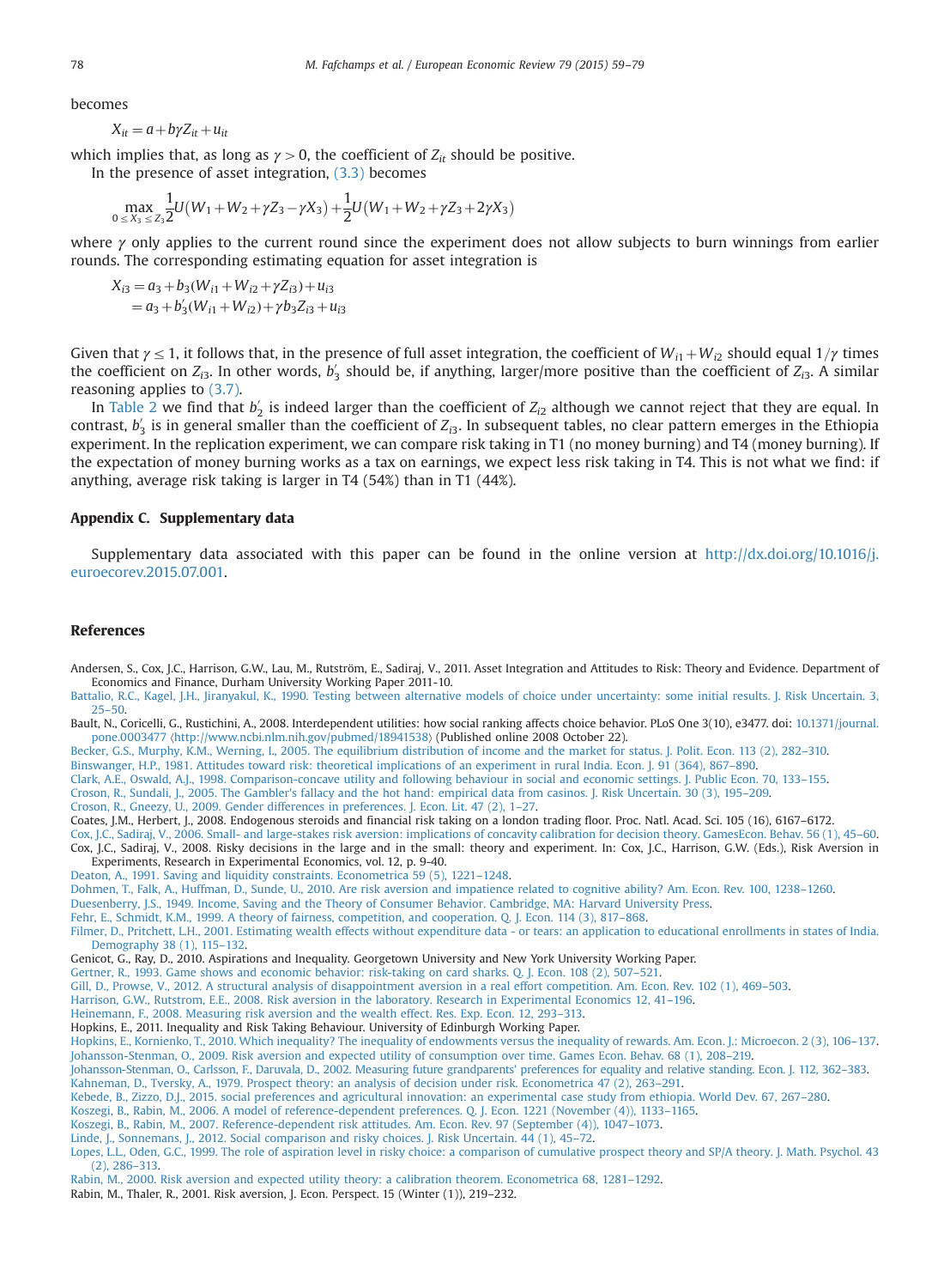becomes

$$X_{it} = a + b\gamma Z_{it} + u_{it}$$

which implies that, as long as $\gamma > 0$, the coefficient of $Z_{it}$ should be positive.

In the presence of asset integration, (3.3) becomes

$$\max_{0 \leq X_3 \leq Z_3} \frac{1}{2} U(W_1 + W_2 + \gamma Z_3 - \gamma X_3) + \frac{1}{2} U(W_1 + W_2 + \gamma Z_3 + 2\gamma X_3)$$

where $\gamma$ only applies to the current round since the experiment does not allow subjects to burn winnings from earlier rounds. The corresponding estimating equation for asset integration is

$$\begin{aligned} X_{i3} &= a_3 + b_3(W_{i1} + W_{i2} + \gamma Z_{i3}) + u_{i3} \\ &= a_3 + b_3'(W_{i1} + W_{i2}) + \gamma b_3 Z_{i3} + u_{i3} \end{aligned}$$

Given that $\gamma \leq 1$, it follows that, in the presence of full asset integration, the coefficient of $W_{i1} + W_{i2}$ should equal $1/\gamma$ times the coefficient on $Z_{i3}$. In other words, $b_3'$ should be, if anything, larger/more positive than the coefficient of $Z_{i3}$. A similar reasoning applies to (3.7).

In Table 2 we find that $b_2'$ is indeed larger than the coefficient of $Z_{i2}$ although we cannot reject that they are equal. In contrast, $b_3'$ is in general smaller than the coefficient of $Z_{i3}$. In subsequent tables, no clear pattern emerges in the Ethiopia experiment. In the replication experiment, we can compare risk taking in T1 (no money burning) and T4 (money burning). If the expectation of money burning works as a tax on earnings, we expect less risk taking in T4. This is not what we find: if anything, average risk taking is larger in T4 (54%) than in T1 (44%).

## Appendix C. Supplementary data

Supplementary data associated with this paper can be found in the online version at http://dx.doi.org/10.1016/j.euroecorev.2015.07.001.

## References

Andersen, S., Cox, J.C., Harrison, G.W., Lau, M., Rutström, E., Sadiraj, V., 2011. Asset Integration and Attitudes to Risk: Theory and Evidence. Department of Economics and Finance, Durham University Working Paper 2011-10.

Battalio, R.C., Kagel, J.H., Jiranyakul, K., 1990. Testing between alternative models of choice under uncertainty: some initial results. J. Risk Uncertain. 3, 25–50.

Bault, N., Coricelli, G., Rustichini, A., 2008. Interdependent utilities: how social ranking affects choice behavior. PLoS One 3(10), e3477. doi: 10.1371/journal.pone.0003477 ⟨http://www.ncbi.nlm.nih.gov/pubmed/18941538⟩ (Published online 2008 October 22).

Becker, G.S., Murphy, K.M., Werning, I., 2005. The equilibrium distribution of income and the market for status. J. Polit. Econ. 113 (2), 282–310.

Binswanger, H.P., 1981. Attitudes toward risk: theoretical implications of an experiment in rural India. Econ. J. 91 (364), 867–890.

Clark, A.E., Oswald, A.J., 1998. Comparison-concave utility and following behaviour in social and economic settings. J. Public Econ. 70, 133–155.

Croson, R., Sundali, J., 2005. The Gambler's fallacy and the hot hand: empirical data from casinos. J. Risk Uncertain. 30 (3), 195–209.

Croson, R., Gneezy, U., 2009. Gender differences in preferences. J. Econ. Lit. 47 (2), 1–27.

Coates, J.M., Herbert, J., 2008. Endogenous steroids and financial risk taking on a london trading floor. Proc. Natl. Acad. Sci. 105 (16), 6167–6172.

Cox, J.C., Sadiraj, V., 2006. Small- and large-stakes risk aversion: implications of concavity calibration for decision theory. GamesEcon. Behav. 56 (1), 45–60.

Cox, J.C., Sadiraj, V., 2008. Risky decisions in the large and in the small: theory and experiment. In: Cox, J.C., Harrison, G.W. (Eds.), Risk Aversion in Experiments, Research in Experimental Economics, vol. 12, p. 9-40.

Deaton, A., 1991. Saving and liquidity constraints. Econometrica 59 (5), 1221–1248.

Dohmen, T., Falk, A., Huffman, D., Sunde, U., 2010. Are risk aversion and impatience related to cognitive ability? Am. Econ. Rev. 100, 1238–1260.

Duesenberry, J.S., 1949. Income, Saving and the Theory of Consumer Behavior. Cambridge, MA: Harvard University Press.

Fehr, E., Schmidt, K.M., 1999. A theory of fairness, competition, and cooperation. Q. J. Econ. 114 (3), 817–868.

Filmer, D., Pritchett, L.H., 2001. Estimating wealth effects without expenditure data - or tears: an application to educational enrollments in states of India. Demography 38 (1), 115–132.

Genicot, G., Ray, D., 2010. Aspirations and Inequality. Georgetown University and New York University Working Paper.

Gertner, R., 1993. Game shows and economic behavior: risk-taking on card sharks. Q. J. Econ. 108 (2), 507–521.

Gill, D., Prowse, V., 2012. A structural analysis of disappointment aversion in a real effort competition. Am. Econ. Rev. 102 (1), 469–503.

Harrison, G.W., Rutstrom, E.E., 2008. Risk aversion in the laboratory. Research in Experimental Economics 12, 41–196.

Heinemann, F., 2008. Measuring risk aversion and the wealth effect. Res. Exp. Econ. 12, 293–313.

Hopkins, E., 2011. Inequality and Risk Taking Behaviour. University of Edinburgh Working Paper.

Hopkins, E., Kornienko, T., 2010. Which inequality? The inequality of endowments versus the inequality of rewards. Am. Econ. J.: Microecon. 2 (3), 106–137.

Johansson-Stenman, O., 2009. Risk aversion and expected utility of consumption over time. Games Econ. Behav. 68 (1), 208–219.

Johansson-Stenman, O., Carlsson, F., Daruvala, D., 2002. Measuring future grandparents' preferences for equality and relative standing. Econ. J. 112, 362–383.

Kahneman, D., Tversky, A., 1979. Prospect theory: an analysis of decision under risk. Econometrica 47 (2), 263–291.

Kebede, B., Zizzo, D.J., 2015. social preferences and agricultural innovation: an experimental case study from ethiopia. World Dev. 67, 267–280.

Koszegi, B., Rabin, M., 2006. A model of reference-dependent preferences. Q. J. Econ. 1221 (November (4)), 1133–1165.

Koszegi, B., Rabin, M., 2007. Reference-dependent risk attitudes. Am. Econ. Rev. 97 (September (4)), 1047–1073.

Linde, J., Sonnemans, J., 2012. Social comparison and risky choices. J. Risk Uncertain. 44 (1), 45–72.

Lopes, L.L., Oden, G.C., 1999. The role of aspiration level in risky choice: a comparison of cumulative prospect theory and SP/A theory. J. Math. Psychol. 43 (2), 286–313.

Rabin, M., 2000. Risk aversion and expected utility theory: a calibration theorem. Econometrica 68, 1281–1292.

Rabin, M., Thaler, R., 2001. Risk aversion, J. Econ. Perspect. 15 (Winter (1)), 219–232.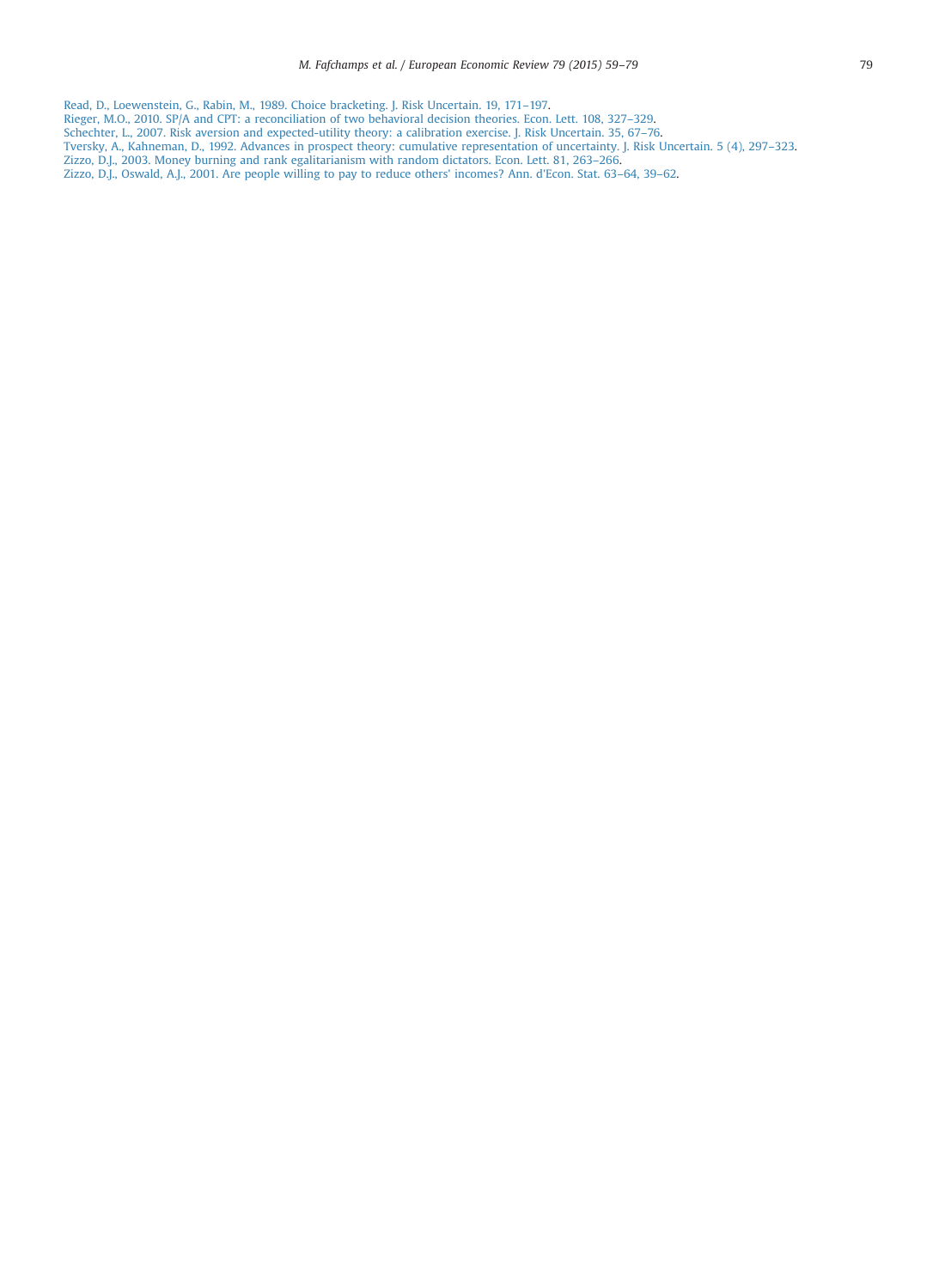Read, D., Loewenstein, G., Rabin, M., 1989. Choice bracketing. J. Risk Uncertain. 19, 171–197.

Rieger, M.O., 2010. SP/A and CPT: a reconciliation of two behavioral decision theories. Econ. Lett. 108, 327–329.

Schechter, L., 2007. Risk aversion and expected-utility theory: a calibration exercise. J. Risk Uncertain. 35, 67–76.

Tversky, A., Kahneman, D., 1992. Advances in prospect theory: cumulative representation of uncertainty. J. Risk Uncertain. 5 (4), 297–323.

Zizzo, D.J., 2003. Money burning and rank egalitarianism with random dictators. Econ. Lett. 81, 263–266.

Zizzo, D.J., Oswald, A.J., 2001. Are people willing to pay to reduce others' incomes? Ann. d'Econ. Stat. 63–64, 39–62.